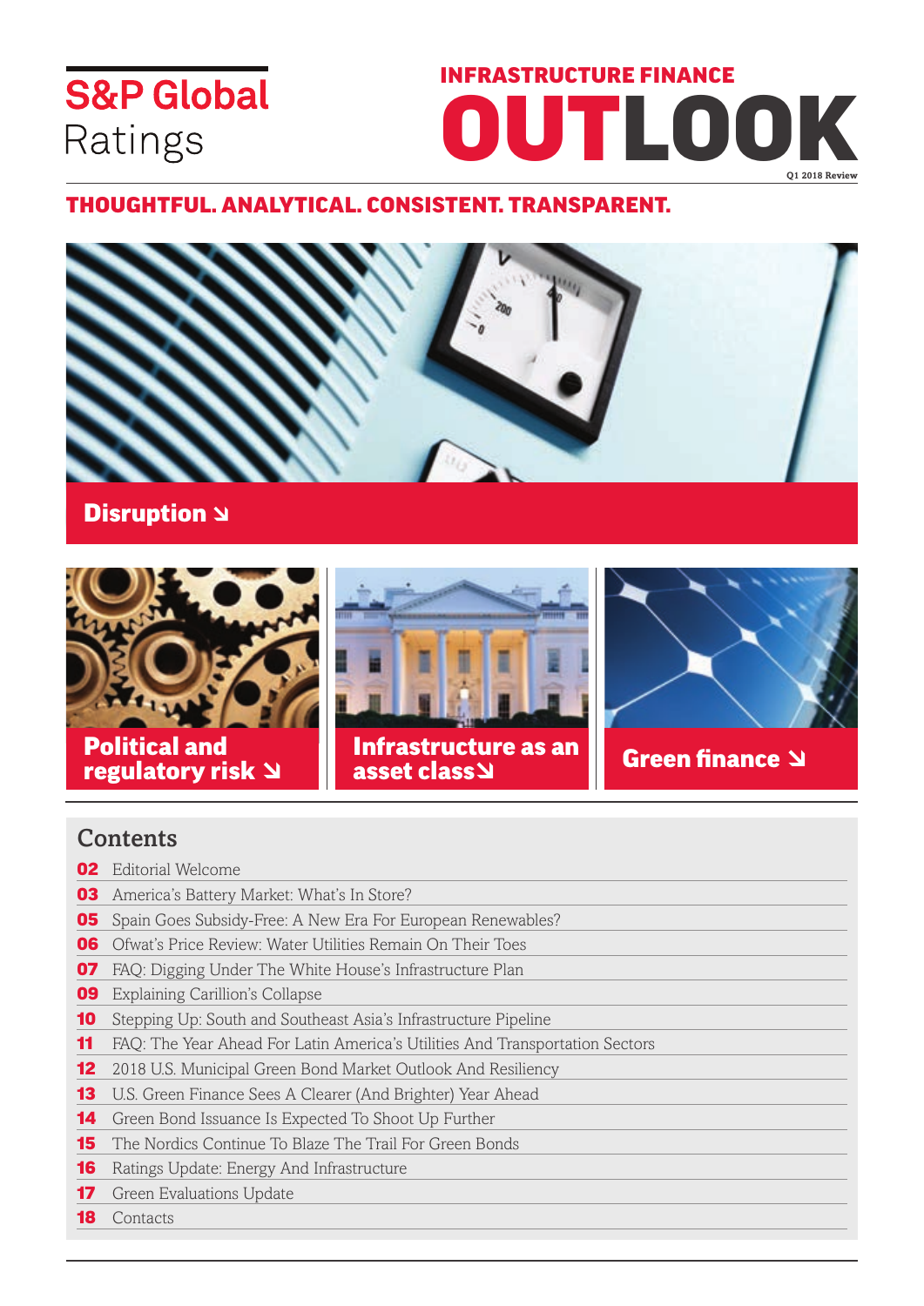S&P Global Ratings

# INFRASTRUCTURE FINANCE OUTLOOK

Q1 2018 Review

**THOUGHTFUL. ANALYTICAL. CONSISTENT. TRANSPARENT.**

**Disruption ↘**

**Political and regulatory risk ↘**

**Infrastructure as an asset class ↘**

**Green finance ↘**

## Contents

| | |
|---|---|
| 02 | Editorial Welcome |
| 03 | America's Battery Market: What's In Store? |
| 05 | Spain Goes Subsidy-Free: A New Era For European Renewables? |
| 06 | Ofwat's Price Review: Water Utilities Remain On Their Toes |
| 07 | FAQ: Digging Under The White House's Infrastructure Plan |
| 09 | Explaining Carillion's Collapse |
| 10 | Stepping Up: South and Southeast Asia's Infrastructure Pipeline |
| 11 | FAQ: The Year Ahead For Latin America's Utilities And Transportation Sectors |
| 12 | 2018 U.S. Municipal Green Bond Market Outlook And Resiliency |
| 13 | U.S. Green Finance Sees A Clearer (And Brighter) Year Ahead |
| 14 | Green Bond Issuance Is Expected To Shoot Up Further |
| 15 | The Nordics Continue To Blaze The Trail For Green Bonds |
| 16 | Ratings Update: Energy And Infrastructure |
| 17 | Green Evaluations Update |
| 18 | Contacts |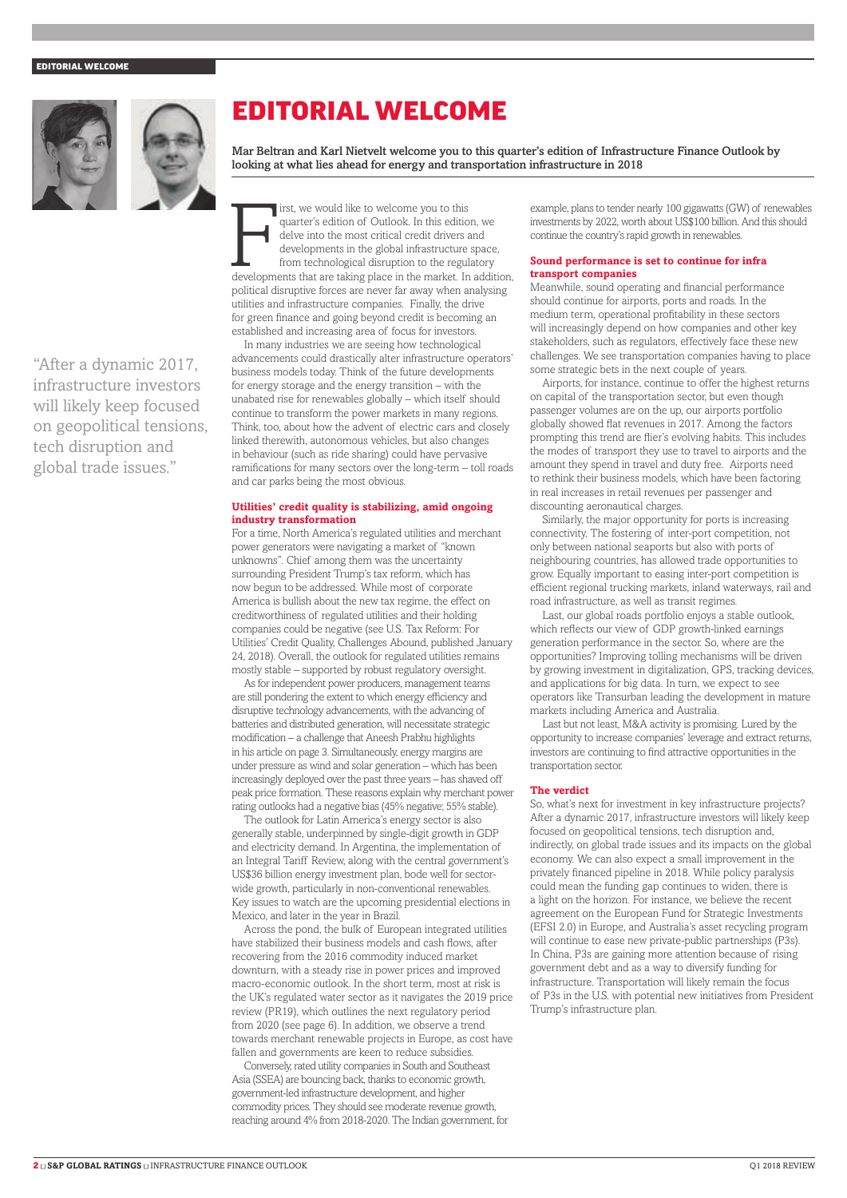# EDITORIAL WELCOME

**Mar Beltran and Karl Nietvelt welcome you to this quarter's edition of Infrastructure Finance Outlook by looking at what lies ahead for energy and transportation infrastructure in 2018**

> "After a dynamic 2017, infrastructure investors will likely keep focused on geopolitical tensions, tech disruption and global trade issues."

First, we would like to welcome you to this quarter's edition of Outlook. In this edition, we delve into the most critical credit drivers and developments in the global infrastructure space, from technological disruption to the regulatory developments that are taking place in the market. In addition, political disruptive forces are never far away when analysing utilities and infrastructure companies. Finally, the drive for green finance and going beyond credit is becoming an established and increasing area of focus for investors.

In many industries we are seeing how technological advancements could drastically alter infrastructure operators' business models today. Think of the future developments for energy storage and the energy transition – with the unabated rise for renewables globally – which itself should continue to transform the power markets in many regions. Think, too, about how the advent of electric cars and closely linked therewith, autonomous vehicles, but also changes in behaviour (such as ride sharing) could have pervasive ramifications for many sectors over the long-term – toll roads and car parks being the most obvious.

### Utilities' credit quality is stabilizing, amid ongoing industry transformation

For a time, North America's regulated utilities and merchant power generators were navigating a market of "known unknowns". Chief among them was the uncertainty surrounding President Trump's tax reform, which has now begun to be addressed. While most of corporate America is bullish about the new tax regime, the effect on creditworthiness of regulated utilities and their holding companies could be negative (see U.S. Tax Reform: For Utilities' Credit Quality, Challenges Abound, published January 24, 2018). Overall, the outlook for regulated utilities remains mostly stable – supported by robust regulatory oversight.

As for independent power producers, management teams are still pondering the extent to which energy efficiency and disruptive technology advancements, with the advancing of batteries and distributed generation, will necessitate strategic modification – a challenge that Aneesh Prabhu highlights in his article on page 3. Simultaneously, energy margins are under pressure as wind and solar generation – which has been increasingly deployed over the past three years – has shaved off peak price formation. These reasons explain why merchant power rating outlooks had a negative bias (45% negative; 55% stable).

The outlook for Latin America's energy sector is also generally stable, underpinned by single-digit growth in GDP and electricity demand. In Argentina, the implementation of an Integral Tariff Review, along with the central government's US$36 billion energy investment plan, bode well for sector-wide growth, particularly in non-conventional renewables. Key issues to watch are the upcoming presidential elections in Mexico, and later in the year in Brazil.

Across the pond, the bulk of European integrated utilities have stabilized their business models and cash flows, after recovering from the 2016 commodity induced market downturn, with a steady rise in power prices and improved macro-economic outlook. In the short term, most at risk is the UK's regulated water sector as it navigates the 2019 price review (PR19), which outlines the next regulatory period from 2020 (see page 6). In addition, we observe a trend towards merchant renewable projects in Europe, as cost have fallen and governments are keen to reduce subsidies.

Conversely, rated utility companies in South and Southeast Asia (SSEA) are bouncing back, thanks to economic growth, government-led infrastructure development, and higher commodity prices. They should see moderate revenue growth, reaching around 4% from 2018-2020. The Indian government, for example, plans to tender nearly 100 gigawatts (GW) of renewables investments by 2022, worth about US$100 billion. And this should continue the country's rapid growth in renewables.

### Sound performance is set to continue for infra transport companies

Meanwhile, sound operating and financial performance should continue for airports, ports and roads. In the medium term, operational profitability in these sectors will increasingly depend on how companies and other key stakeholders, such as regulators, effectively face these new challenges. We see transportation companies having to place some strategic bets in the next couple of years.

Airports, for instance, continue to offer the highest returns on capital of the transportation sector, but even though passenger volumes are on the up, our airports portfolio globally showed flat revenues in 2017. Among the factors prompting this trend are flier's evolving habits. This includes the modes of transport they use to travel to airports and the amount they spend in travel and duty free. Airports need to rethink their business models, which have been factoring in real increases in retail revenues per passenger and discounting aeronautical charges.

Similarly, the major opportunity for ports is increasing connectivity. The fostering of inter-port competition, not only between national seaports but also with ports of neighbouring countries, has allowed trade opportunities to grow. Equally important to easing inter-port competition is efficient regional trucking markets, inland waterways, rail and road infrastructure, as well as transit regimes.

Last, our global roads portfolio enjoys a stable outlook, which reflects our view of GDP growth-linked earnings generation performance in the sector. So, where are the opportunities? Improving tolling mechanisms will be driven by growing investment in digitalization, GPS, tracking devices, and applications for big data. In turn, we expect to see operators like Transurban leading the development in mature markets including America and Australia.

Last but not least, M&A activity is promising. Lured by the opportunity to increase companies' leverage and extract returns, investors are continuing to find attractive opportunities in the transportation sector.

### The verdict

So, what's next for investment in key infrastructure projects? After a dynamic 2017, infrastructure investors will likely keep focused on geopolitical tensions, tech disruption and, indirectly, on global trade issues and its impacts on the global economy. We can also expect a small improvement in the privately financed pipeline in 2018. While policy paralysis could mean the funding gap continues to widen, there is a light on the horizon. For instance, we believe the recent agreement on the European Fund for Strategic Investments (EFSI 2.0) in Europe, and Australia's asset recycling program will continue to ease new private-public partnerships (P3s). In China, P3s are gaining more attention because of rising government debt and as a way to diversify funding for infrastructure. Transportation will likely remain the focus of P3s in the U.S. with potential new initiatives from President Trump's infrastructure plan.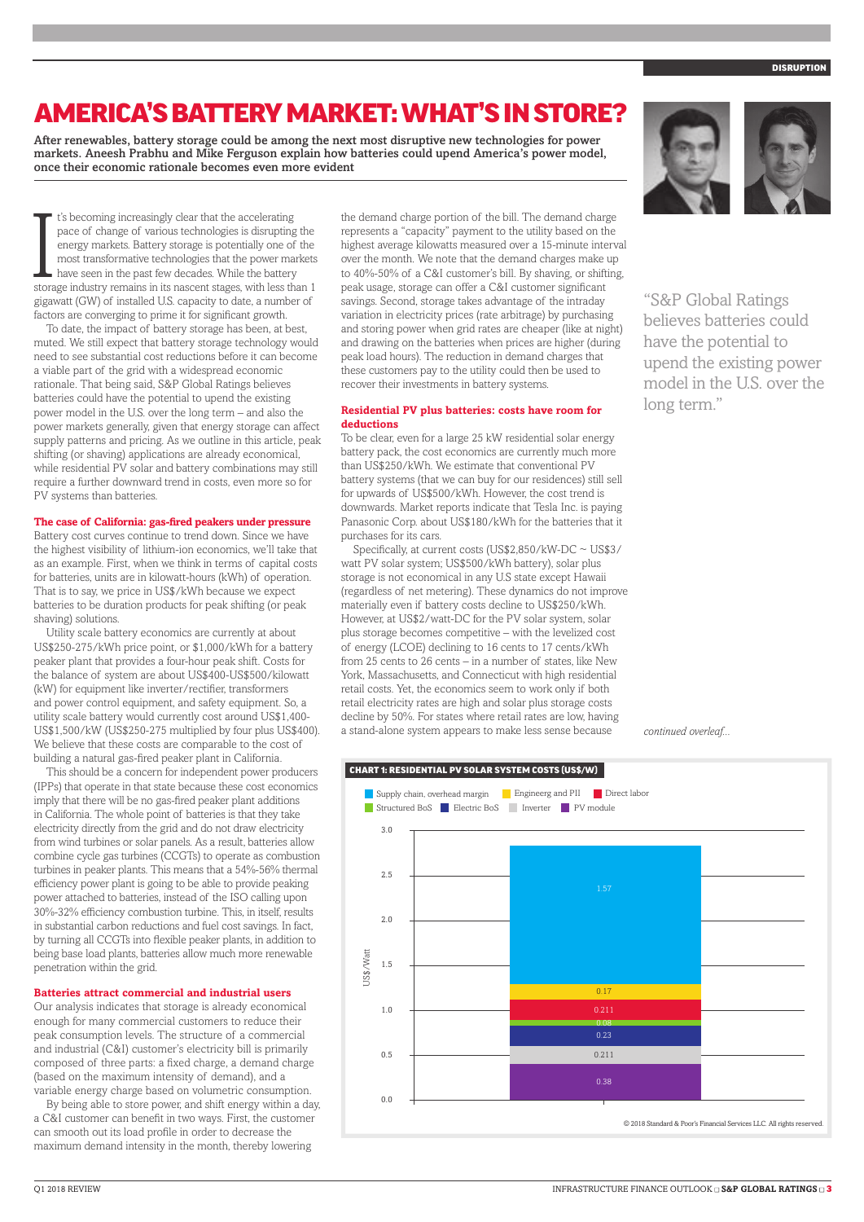# AMERICA'S BATTERY MARKET: WHAT'S IN STORE?

**After renewables, battery storage could be among the next most disruptive new technologies for power markets. Aneesh Prabhu and Mike Ferguson explain how batteries could upend America's power model, once their economic rationale becomes even more evident**

It's becoming increasingly clear that the accelerating pace of change of various technologies is disrupting the energy markets. Battery storage is potentially one of the most transformative technologies that the power markets have seen in the past few decades. While the battery storage industry remains in its nascent stages, with less than 1 gigawatt (GW) of installed U.S. capacity to date, a number of factors are converging to prime it for significant growth.

To date, the impact of battery storage has been, at best, muted. We still expect that battery storage technology would need to see substantial cost reductions before it can become a viable part of the grid with a widespread economic rationale. That being said, S&P Global Ratings believes batteries could have the potential to upend the existing power model in the U.S. over the long term – and also the power markets generally, given that energy storage can affect supply patterns and pricing. As we outline in this article, peak shifting (or shaving) applications are already economical, while residential PV solar and battery combinations may still require a further downward trend in costs, even more so for PV systems than batteries.

### The case of California: gas-fired peakers under pressure

Battery cost curves continue to trend down. Since we have the highest visibility of lithium-ion economics, we'll take that as an example. First, when we think in terms of capital costs for batteries, units are in kilowatt-hours (kWh) of operation. That is to say, we price in US$/kWh because we expect batteries to be duration products for peak shifting (or peak shaving) solutions.

Utility scale battery economics are currently at about US$250-275/kWh price point, or $1,000/kWh for a battery peaker plant that provides a four-hour peak shift. Costs for the balance of system are about US$400-US$500/kilowatt (kW) for equipment like inverter/rectifier, transformers and power control equipment, and safety equipment. So, a utility scale battery would currently cost around US$1,400-US$1,500/kW (US$250-275 multiplied by four plus US$400). We believe that these costs are comparable to the cost of building a natural gas-fired peaker plant in California.

This should be a concern for independent power producers (IPPs) that operate in that state because these cost economics imply that there will be no gas-fired peaker plant additions in California. The whole point of batteries is that they take electricity directly from the grid and do not draw electricity from wind turbines or solar panels. As a result, batteries allow combine cycle gas turbines (CCGTs) to operate as combustion turbines in peaker plants. This means that a 54%-56% thermal efficiency power plant is going to be able to provide peaking power attached to batteries, instead of the ISO calling upon 30%-32% efficiency combustion turbine. This, in itself, results in substantial carbon reductions and fuel cost savings. In fact, by turning all CCGTs into flexible peaker plants, in addition to being base load plants, batteries allow much more renewable penetration within the grid.

### Batteries attract commercial and industrial users

Our analysis indicates that storage is already economical enough for many commercial customers to reduce their peak consumption levels. The structure of a commercial and industrial (C&I) customer's electricity bill is primarily composed of three parts: a fixed charge, a demand charge (based on the maximum intensity of demand), and a variable energy charge based on volumetric consumption.

By being able to store power, and shift energy within a day, a C&I customer can benefit in two ways. First, the customer can smooth out its load profile in order to decrease the maximum demand intensity in the month, thereby lowering the demand charge portion of the bill. The demand charge represents a "capacity" payment to the utility based on the highest average kilowatts measured over a 15-minute interval over the month. We note that the demand charges make up to 40%-50% of a C&I customer's bill. By shaving, or shifting, peak usage, storage can offer a C&I customer significant savings. Second, storage takes advantage of the intraday variation in electricity prices (rate arbitrage) by purchasing and storing power when grid rates are cheaper (like at night) and drawing on the batteries when prices are higher (during peak load hours). The reduction in demand charges that these customers pay to the utility could then be used to recover their investments in battery systems.

### Residential PV plus batteries: costs have room for deductions

To be clear, even for a large 25 kW residential solar energy battery pack, the cost economics are currently much more than US$250/kWh. We estimate that conventional PV battery systems (that we can buy for our residences) still sell for upwards of US$500/kWh. However, the cost trend is downwards. Market reports indicate that Tesla Inc. is paying Panasonic Corp. about US$180/kWh for the batteries that it purchases for its cars.

Specifically, at current costs (US$2,850/kW-DC ~ US$3/watt PV solar system; US$500/kWh battery), solar plus storage is not economical in any U.S state except Hawaii (regardless of net metering). These dynamics do not improve materially even if battery costs decline to US$250/kWh. However, at US$2/watt-DC for the PV solar system, solar plus storage becomes competitive – with the levelized cost of energy (LCOE) declining to 16 cents to 17 cents/kWh from 25 cents to 26 cents – in a number of states, like New York, Massachusetts, and Connecticut with high residential retail costs. Yet, the economics seem to work only if both retail electricity rates are high and solar plus storage costs decline by 50%. For states where retail rates are low, having a stand-alone system appears to make less sense because

*continued overleaf...*

> "S&P Global Ratings believes batteries could have the potential to upend the existing power model in the U.S. over the long term."

**CHART 1: RESIDENTIAL PV SOLAR SYSTEM COSTS (US$/W)**

| Component | US$/Watt |
|---|---|
| Supply chain, overhead margin | 1.57 |
| Engineerg and PII | 0.17 |
| Direct labor | 0.211 |
| Structured BoS | 0.08 |
| Electric BoS | 0.23 |
| Inverter | 0.211 |
| PV module | 0.38 |

© 2018 Standard & Poor's Financial Services LLC. All rights reserved.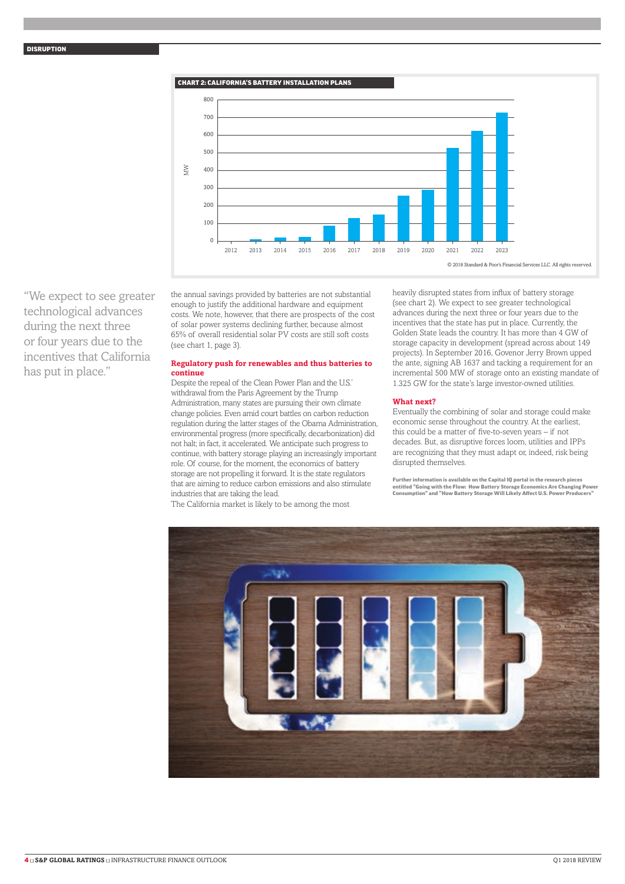**CHART 2: CALIFORNIA'S BATTERY INSTALLATION PLANS**

© 2018 Standard & Poor's Financial Services LLC. All rights reserved.

"We expect to see greater technological advances during the next three or four years due to the incentives that California has put in place."

the annual savings provided by batteries are not substantial enough to justify the additional hardware and equipment costs. We note, however, that there are prospects of the cost of solar power systems declining further, because almost 65% of overall residential solar PV costs are still soft costs (see chart 1, page 3).

### Regulatory push for renewables and thus batteries to continue

Despite the repeal of the Clean Power Plan and the U.S.' withdrawal from the Paris Agreement by the Trump Administration, many states are pursuing their own climate change policies. Even amid court battles on carbon reduction regulation during the latter stages of the Obama Administration, environmental progress (more specifically, decarbonization) did not halt; in fact, it accelerated. We anticipate such progress to continue, with battery storage playing an increasingly important role. Of course, for the moment, the economics of battery storage are not propelling it forward. It is the state regulators that are aiming to reduce carbon emissions and also stimulate industries that are taking the lead.

The California market is likely to be among the most heavily disrupted states from influx of battery storage (see chart 2). We expect to see greater technological advances during the next three or four years due to the incentives that the state has put in place. Currently, the Golden State leads the country. It has more than 4 GW of storage capacity in development (spread across about 149 projects). In September 2016, Govenor Jerry Brown upped the ante, signing AB 1637 and tacking a requirement for an incremental 500 MW of storage onto an existing mandate of 1.325 GW for the state's large investor-owned utilities.

### What next?

Eventually the combining of solar and storage could make economic sense throughout the country. At the earliest, this could be a matter of five-to-seven years – if not decades. But, as disruptive forces loom, utilities and IPPs are recognizing that they must adapt or, indeed, risk being disrupted themselves.

**Further information is available on the Capital IQ portal in the research pieces entitled "Going with the Flow: How Battery Storage Economics Are Changing Power Consumption" and "How Battery Storage Will Likely Affect U.S. Power Producers"**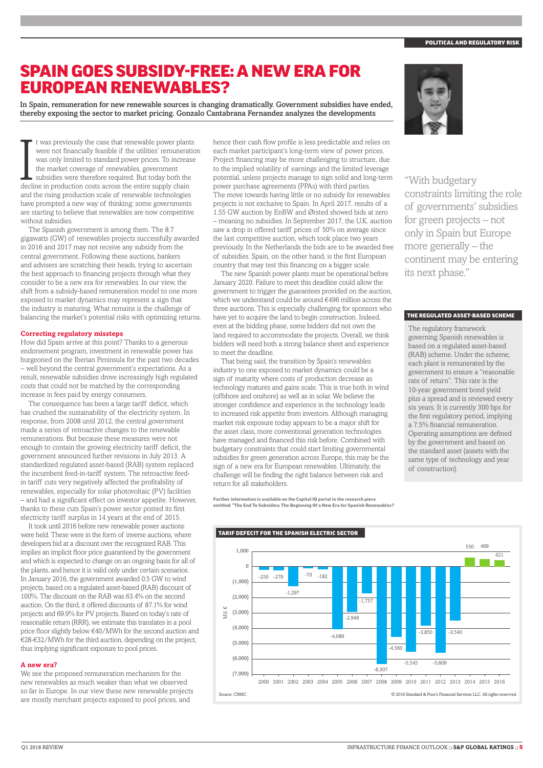# SPAIN GOES SUBSIDY-FREE: A NEW ERA FOR EUROPEAN RENEWABLES?

**In Spain, remuneration for new renewable sources is changing dramatically. Government subsidies have ended, thereby exposing the sector to market pricing. Gonzalo Cantabrana Fernandez analyzes the developments**

It was previously the case that renewable power plants were not financially feasible if the utilities' remuneration was only limited to standard power prices. To increase the market coverage of renewables, government subsidies were therefore required. But today both the decline in production costs across the entire supply chain and the rising production scale of renewable technologies have prompted a new way of thinking: some governments are starting to believe that renewables are now competitive without subsidies.

The Spanish government is among them. The 8.7 gigawatts (GW) of renewables projects successfully awarded in 2016 and 2017 may not receive any subsidy from the central government. Following these auctions, bankers and advisers are scratching their heads, trying to ascertain the best approach to financing projects through what they consider to be a new era for renewables. In our view, the shift from a subsidy-based remuneration model to one more exposed to market dynamics may represent a sign that the industry is maturing. What remains is the challenge of balancing the market's potential risks with optimizing returns.

## Correcting regulatory missteps

How did Spain arrive at this point? Thanks to a generous endorsement program, investment in renewable power has burgeoned on the Iberian Peninsula for the past two decades – well beyond the central government's expectations. As a result, renewable subsidies drove increasingly high regulated costs that could not be matched by the corresponding increase in fees paid by energy consumers.

The consequence has been a large tariff deficit, which has crushed the sustainability of the electricity system. In response, from 2008 until 2012, the central government made a series of retroactive changes to the renewable remunerations. But because these measures were not enough to contain the growing electricity tariff deficit, the government announced further revisions in July 2013. A standardized regulated asset-based (RAB) system replaced the incumbent feed-in-tariff system. The retroactive feed-in tariff cuts very negatively affected the profitability of renewables, especially for solar photovoltaic (PV) facilities – and had a significant effect on investor appetite. However, thanks to these cuts Spain's power sector posted its first electricity tariff surplus in 14 years at the end of 2015.

It took until 2016 before new renewable power auctions were held. These were in the form of inverse auctions, where developers bid at a discount over the recognized RAB. This implies an implicit floor price guaranteed by the government and which is expected to change on an ongoing basis for all of the plants, and hence it is valid only under certain scenarios. In January 2016, the government awarded 0.5 GW to wind projects, based on a regulated asset-based (RAB) discount of 100%. The discount on the RAB was 63.4% on the second auction. On the third, it offered discounts of 87.1% for wind projects and 69.9% for PV projects. Based on today's rate of reasonable return (RRR), we estimate this translates in a pool price floor slightly below €40/MWh for the second auction and €28-€32/MWh for the third auction, depending on the project, thus implying significant exposure to pool prices.

## A new era?

We see the proposed remuneration mechanism for the new renewables as much weaker than what we observed so far in Europe. In our view these new renewable projects are mostly merchant projects exposed to pool prices, and hence their cash flow profile is less predictable and relies on each market participant's long-term view of power prices. Project financing may be more challenging to structure, due to the implied volatility of earnings and the limited leverage potential, unless projects manage to sign solid and long-term power purchase agreements (PPAs) with third parties. The move towards having little or no subsidy for renewables projects is not exclusive to Spain. In April 2017, results of a 1.55 GW auction by EnBW and Ørsted showed bids at zero – meaning no subsidies. In September 2017, the U.K. auction saw a drop in offered tariff prices of 50% on average since the last competitive auction, which took place two years previously. In the Netherlands the bids are to be awarded free of subsidies. Spain, on the other hand, is the first European country that may test this financing on a bigger scale.

The new Spanish power plants must be operational before January 2020. Failure to meet this deadline could allow the government to trigger the guarantees provided on the auction, which we understand could be around €496 million across the three auctions. This is especially challenging for sponsors who have yet to acquire the land to begin construction. Indeed, even at the bidding phase, some bidders did not own the land required to accommodate the projects. Overall, we think bidders will need both a strong balance sheet and experience to meet the deadline.

That being said, the transition by Spain's renewables industry to one exposed to market dynamics could be a sign of maturity where costs of production decrease as technology matures and gains scale. This is true both in wind (offshore and onshore) as well as in solar. We believe the stronger confidence and experience in the technology leads to increased risk appetite from investors. Although managing market risk exposure today appears to be a major shift for the asset class, more conventional generation technologies have managed and financed this risk before. Combined with budgetary constraints that could start limiting governmental subsidies for green generation across Europe, this may be the sign of a new era for European renewables. Ultimately, the challenge will be finding the right balance between risk and return for all stakeholders.

**Further information is available on the Capital IQ portal in the research piece entitled: "The End To Subsidies: The Beginning Of a New Era for Spanish Renewables?**

> "With budgetary constraints limiting the role of governments' subsidies for green projects – not only in Spain but Europe more generally – the continent may be entering its next phase."

### THE REGULATED ASSET-BASED SCHEME

The regulatory framework governing Spanish renewables is based on a regulated asset-based (RAB) scheme. Under the scheme, each plant is remunerated by the government to ensure a "reasonable rate of return". This rate is the 10-year government bond yield plus a spread and is reviewed every six years. It is currently 300 bps for the first regulatory period, implying a 7.5% financial remuneration. Operating assumptions are defined by the government and based on the standard asset (assets with the same type of technology and year of construction).

### TARIF DEFECIT FOR THE SPANISH ELECTRIC SECTOR

| Year | Mil € |
|---|---|
| 2000 | -250 |
| 2001 | -279 |
| 2002 | -1,297 |
| 2003 | -70 |
| 2004 | -182 |
| 2005 | -4,089 |
| 2006 | -2,946 |
| 2007 | -1,757 |
| 2008 | -6,307 |
| 2009 | -4,560 |
| 2010 | -5,545 |
| 2011 | -3,850 |
| 2012 | -5,609 |
| 2013 | -3,540 |
| 2014 | 550 |
| 2015 | 469 |
| 2016 | 421 |

Source: CNMC

© 2018 Standard & Poor's Financial Services LLC. All rights reserved.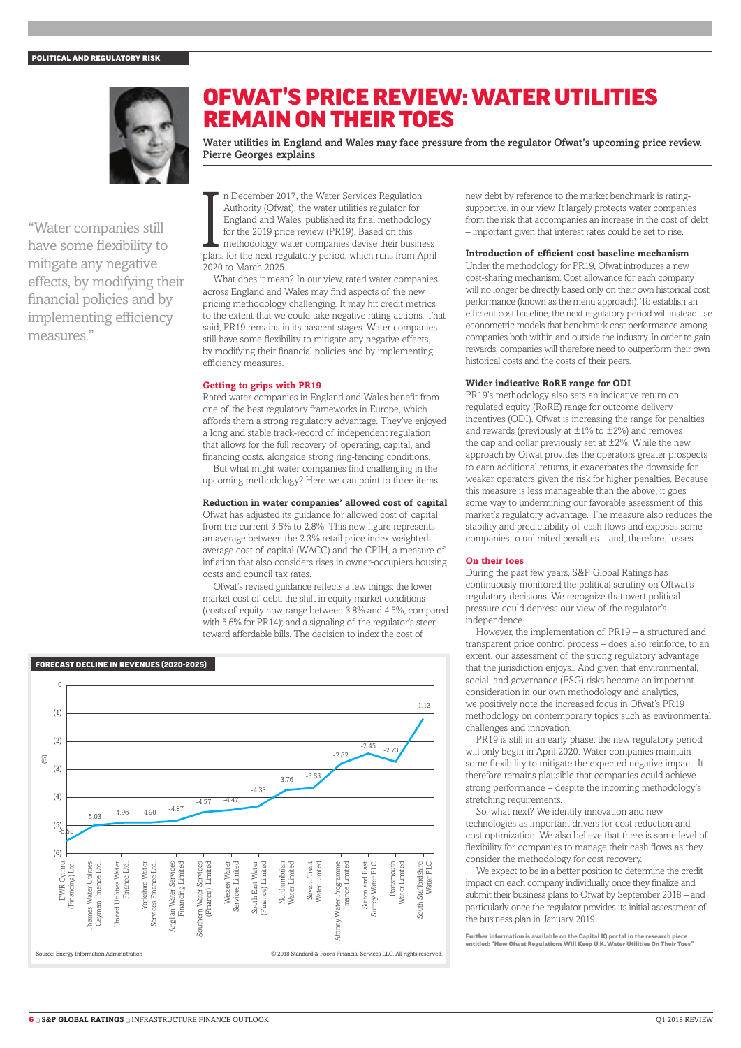POLITICAL AND REGULATORY RISK

# OFWAT'S PRICE REVIEW: WATER UTILITIES REMAIN ON THEIR TOES

**Water utilities in England and Wales may face pressure from the regulator Ofwat's upcoming price review. Pierre Georges explains**

"Water companies still have some flexibility to mitigate any negative effects, by modifying their financial policies and by implementing efficiency measures."

In December 2017, the Water Services Regulation Authority (Ofwat), the water utilities regulator for England and Wales, published its final methodology for the 2019 price review (PR19). Based on this methodology, water companies devise their business plans for the next regulatory period, which runs from April 2020 to March 2025.

What does it mean? In our view, rated water companies across England and Wales may find aspects of the new pricing methodology challenging. It may hit credit metrics to the extent that we could take negative rating actions. That said, PR19 remains in its nascent stages. Water companies still have some flexibility to mitigate any negative effects, by modifying their financial policies and by implementing efficiency measures.

## Getting to grips with PR19

Rated water companies in England and Wales benefit from one of the best regulatory frameworks in Europe, which affords them a strong regulatory advantage. They've enjoyed a long and stable track-record of independent regulation that allows for the full recovery of operating, capital, and financing costs, alongside strong ring-fencing conditions.

But what might water companies find challenging in the upcoming methodology? Here we can point to three items:

### Reduction in water companies' allowed cost of capital

Ofwat has adjusted its guidance for allowed cost of capital from the current 3.6% to 2.8%. This new figure represents an average between the 2.3% retail price index weighted-average cost of capital (WACC) and the CPIH, a measure of inflation that also considers rises in owner-occupiers housing costs and council tax rates.

Ofwat's revised guidance reflects a few things: the lower market cost of debt; the shift in equity market conditions (costs of equity now range between 3.8% and 4.5%, compared with 5.6% for PR14); and a signaling of the regulator's steer toward affordable bills. The decision to index the cost of new debt by reference to the market benchmark is rating-supportive, in our view. It largely protects water companies from the risk that accompanies an increase in the cost of debt – important given that interest rates could be set to rise.

### Introduction of efficient cost baseline mechanism

Under the methodology for PR19, Ofwat introduces a new cost-sharing mechanism. Cost allowance for each company will no longer be directly based only on their own historical cost performance (known as the menu approach). To establish an efficient cost baseline, the next regulatory period will instead use econometric models that benchmark cost performance among companies both within and outside the industry. In order to gain rewards, companies will therefore need to outperform their own historical costs and the costs of their peers.

### Wider indicative RoRE range for ODI

PR19's methodology also sets an indicative return on regulated equity (RoRE) range for outcome delivery incentives (ODI). Ofwat is increasing the range for penalties and rewards (previously at ±1% to ±2%) and removes the cap and collar previously set at ±2%. While the new approach by Ofwat provides the operators greater prospects to earn additional returns, it exacerbates the downside for weaker operators given the risk for higher penalties. Because this measure is less manageable than the above, it goes some way to undermining our favorable assessment of this market's regulatory advantage. The measure also reduces the stability and predictability of cash flows and exposes some companies to unlimited penalties – and, therefore, losses.

## On their toes

During the past few years, S&P Global Ratings has continuously monitored the political scrutiny on Oftwat's regulatory decisions. We recognize that overt political pressure could depress our view of the regulator's independence.

However, the implementation of PR19 – a structured and transparent price control process – does also reinforce, to an extent, our assessment of the strong regulatory advantage that the jurisdiction enjoys.. And given that environmental, social, and governance (ESG) risks become an important consideration in our own methodology and analytics, we positively note the increased focus in Ofwat's PR19 methodology on contemporary topics such as environmental challenges and innovation.

PR19 is still in an early phase: the new regulatory period will only begin in April 2020. Water companies maintain some flexibility to mitigate the expected negative impact. It therefore remains plausible that companies could achieve strong performance – despite the incoming methodology's stretching requirements.

So, what next? We identify innovation and new technologies as important drivers for cost reduction and cost optimization. We also believe that there is some level of flexibility for companies to manage their cash flows as they consider the methodology for cost recovery.

We expect to be in a better position to determine the credit impact on each company individually once they finalize and submit their business plans to Ofwat by September 2018 – and particularly once the regulator provides its initial assessment of the business plan in January 2019.

**Further information is available on the Capital IQ portal in the research piece entitled: "New Ofwat Regulations Will Keep U.K. Water Utilities On Their Toes"**

**FORECAST DECLINE IN REVENUES (2020-2025)**

| Company | (%) |
|---|---|
| DWR Cymru (Financing) Ltd | -5.58 |
| Thames Water Utilities Cayman Finance Ltd. | -5.03 |
| United Utilities Water Finance Ltd. | -4.96 |
| Yorkshire Water Services Finance Ltd. | -4.90 |
| Anglian Water Services Financing Limited | -4.87 |
| Southern Water Services (Finance) Limited | -4.57 |
| Wessex Water Services Limited | -4.47 |
| South East Water (Finance) Limited | -4.33 |
| Northumbrian Water Limited | -3.76 |
| Severn Trent Water Limited | -3.63 |
| Affinity Water Programme Finance Limited | -2.82 |
| Sutton and East Surrey Water PLC | -2.45 |
| Portsmouth Water Limited | -2.73 |
| South Staffordshire Water PLC | -1.13 |

Source: Energy Information Administration

© 2018 Standard & Poor's Financial Services LLC. All rights reserved.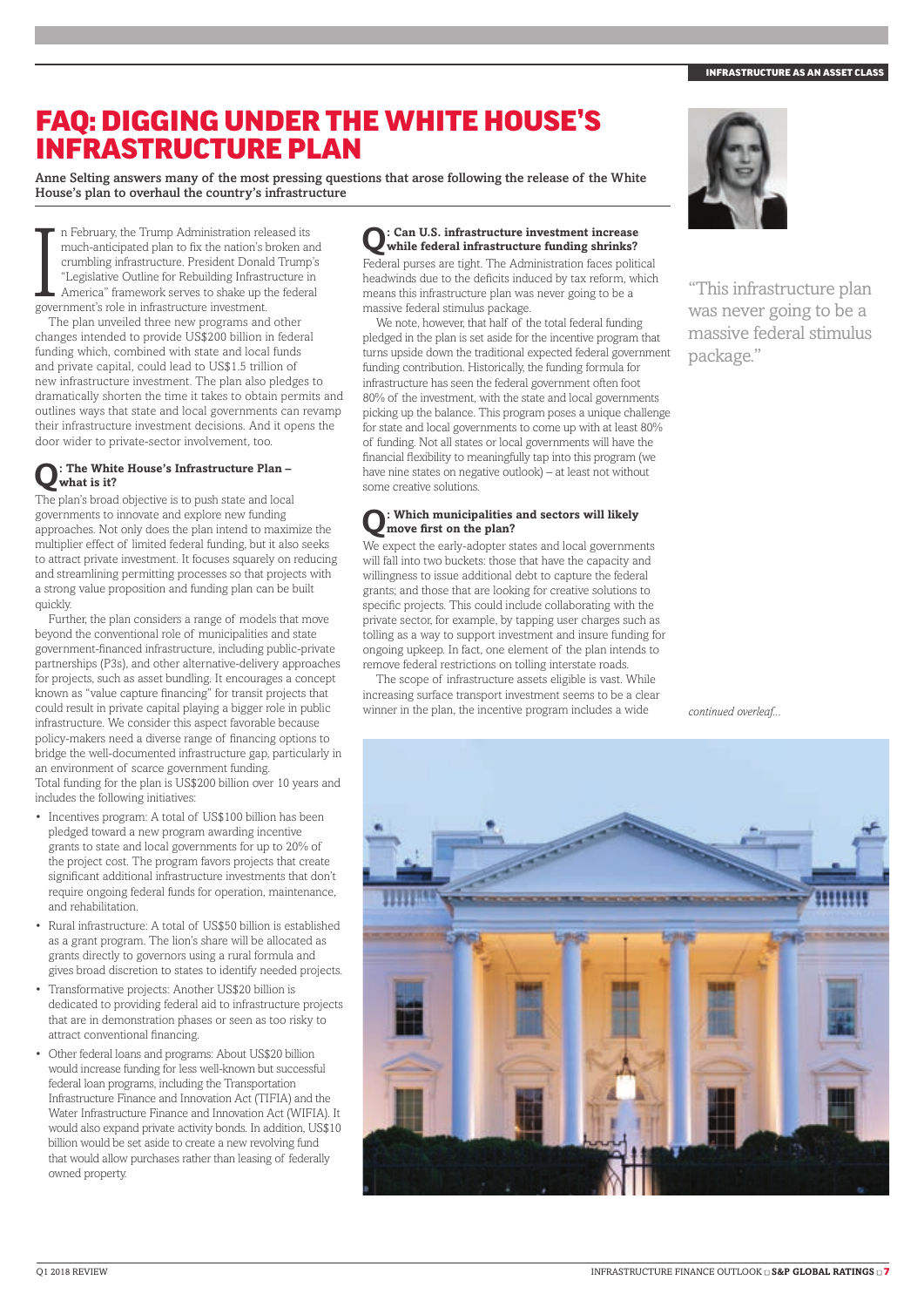# FAQ: DIGGING UNDER THE WHITE HOUSE'S INFRASTRUCTURE PLAN

**Anne Selting answers many of the most pressing questions that arose following the release of the White House's plan to overhaul the country's infrastructure**

In February, the Trump Administration released its much-anticipated plan to fix the nation's broken and crumbling infrastructure. President Donald Trump's "Legislative Outline for Rebuilding Infrastructure in America" framework serves to shake up the federal government's role in infrastructure investment.

The plan unveiled three new programs and other changes intended to provide US$200 billion in federal funding which, combined with state and local funds and private capital, could lead to US$1.5 trillion of new infrastructure investment. The plan also pledges to dramatically shorten the time it takes to obtain permits and outlines ways that state and local governments can revamp their infrastructure investment decisions. And it opens the door wider to private-sector involvement, too.

## Q: The White House's Infrastructure Plan – what is it?

The plan's broad objective is to push state and local governments to innovate and explore new funding approaches. Not only does the plan intend to maximize the multiplier effect of limited federal funding, but it also seeks to attract private investment. It focuses squarely on reducing and streamlining permitting processes so that projects with a strong value proposition and funding plan can be built quickly.

Further, the plan considers a range of models that move beyond the conventional role of municipalities and state government-financed infrastructure, including public-private partnerships (P3s), and other alternative-delivery approaches for projects, such as asset bundling. It encourages a concept known as "value capture financing" for transit projects that could result in private capital playing a bigger role in public infrastructure. We consider this aspect favorable because policy-makers need a diverse range of financing options to bridge the well-documented infrastructure gap, particularly in an environment of scarce government funding.

Total funding for the plan is US$200 billion over 10 years and includes the following initiatives:

- Incentives program: A total of US$100 billion has been pledged toward a new program awarding incentive grants to state and local governments for up to 20% of the project cost. The program favors projects that create significant additional infrastructure investments that don't require ongoing federal funds for operation, maintenance, and rehabilitation.
- Rural infrastructure: A total of US$50 billion is established as a grant program. The lion's share will be allocated as grants directly to governors using a rural formula and gives broad discretion to states to identify needed projects.
- Transformative projects: Another US$20 billion is dedicated to providing federal aid to infrastructure projects that are in demonstration phases or seen as too risky to attract conventional financing.
- Other federal loans and programs: About US$20 billion would increase funding for less well-known but successful federal loan programs, including the Transportation Infrastructure Finance and Innovation Act (TIFIA) and the Water Infrastructure Finance and Innovation Act (WIFIA). It would also expand private activity bonds. In addition, US$10 billion would be set aside to create a new revolving fund that would allow purchases rather than leasing of federally owned property.

## Q: Can U.S. infrastructure investment increase while federal infrastructure funding shrinks?

Federal purses are tight. The Administration faces political headwinds due to the deficits induced by tax reform, which means this infrastructure plan was never going to be a massive federal stimulus package.

We note, however, that half of the total federal funding pledged in the plan is set aside for the incentive program that turns upside down the traditional expected federal government funding contribution. Historically, the funding formula for infrastructure has seen the federal government often foot 80% of the investment, with the state and local governments picking up the balance. This program poses a unique challenge for state and local governments to come up with at least 80% of funding. Not all states or local governments will have the financial flexibility to meaningfully tap into this program (we have nine states on negative outlook) – at least not without some creative solutions.

"This infrastructure plan was never going to be a massive federal stimulus package."

## Q: Which municipalities and sectors will likely move first on the plan?

We expect the early-adopter states and local governments will fall into two buckets: those that have the capacity and willingness to issue additional debt to capture the federal grants; and those that are looking for creative solutions to specific projects. This could include collaborating with the private sector, for example, by tapping user charges such as tolling as a way to support investment and insure funding for ongoing upkeep. In fact, one element of the plan intends to remove federal restrictions on tolling interstate roads.

The scope of infrastructure assets eligible is vast. While increasing surface transport investment seems to be a clear winner in the plan, the incentive program includes a wide

*continued overleaf...*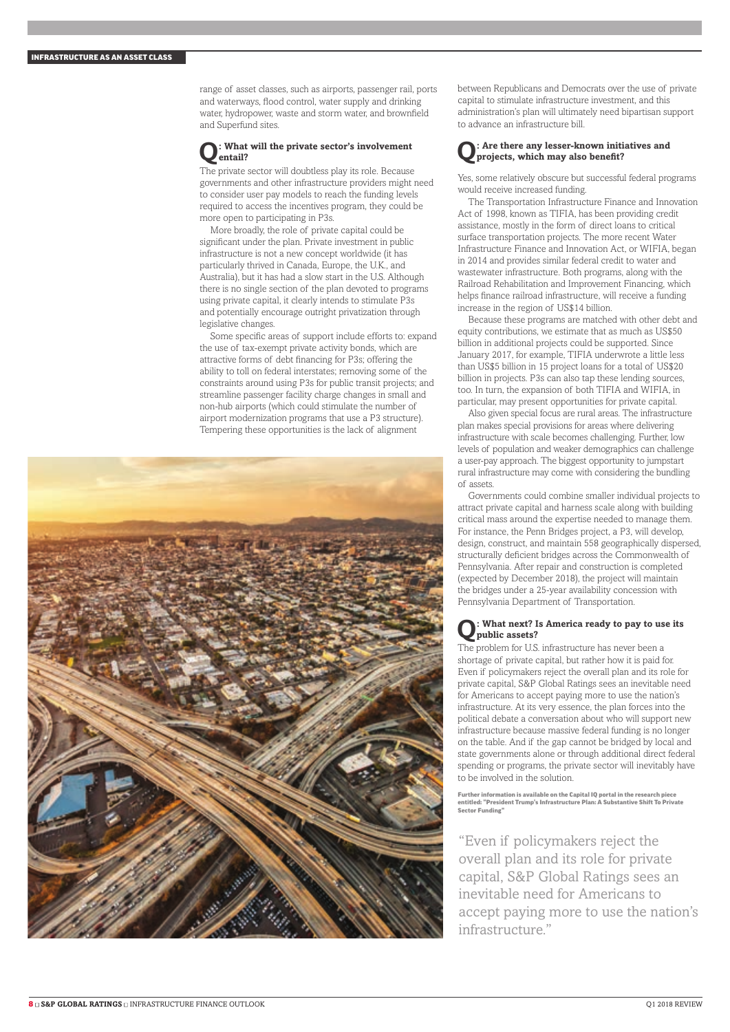range of asset classes, such as airports, passenger rail, ports and waterways, flood control, water supply and drinking water, hydropower, waste and storm water, and brownfield and Superfund sites.

## Q: What will the private sector's involvement entail?

The private sector will doubtless play its role. Because governments and other infrastructure providers might need to consider user pay models to reach the funding levels required to access the incentives program, they could be more open to participating in P3s.

More broadly, the role of private capital could be significant under the plan. Private investment in public infrastructure is not a new concept worldwide (it has particularly thrived in Canada, Europe, the U.K., and Australia), but it has had a slow start in the U.S. Although there is no single section of the plan devoted to programs using private capital, it clearly intends to stimulate P3s and potentially encourage outright privatization through legislative changes.

Some specific areas of support include efforts to: expand the use of tax-exempt private activity bonds, which are attractive forms of debt financing for P3s; offering the ability to toll on federal interstates; removing some of the constraints around using P3s for public transit projects; and streamline passenger facility charge changes in small and non-hub airports (which could stimulate the number of airport modernization programs that use a P3 structure). Tempering these opportunities is the lack of alignment between Republicans and Democrats over the use of private capital to stimulate infrastructure investment, and this administration's plan will ultimately need bipartisan support to advance an infrastructure bill.

## Q: Are there any lesser-known initiatives and projects, which may also benefit?

Yes, some relatively obscure but successful federal programs would receive increased funding.

The Transportation Infrastructure Finance and Innovation Act of 1998, known as TIFIA, has been providing credit assistance, mostly in the form of direct loans to critical surface transportation projects. The more recent Water Infrastructure Finance and Innovation Act, or WIFIA, began in 2014 and provides similar federal credit to water and wastewater infrastructure. Both programs, along with the Railroad Rehabilitation and Improvement Financing, which helps finance railroad infrastructure, will receive a funding increase in the region of US$14 billion.

Because these programs are matched with other debt and equity contributions, we estimate that as much as US$50 billion in additional projects could be supported. Since January 2017, for example, TIFIA underwrote a little less than US$5 billion in 15 project loans for a total of US$20 billion in projects. P3s can also tap these lending sources, too. In turn, the expansion of both TIFIA and WIFIA, in particular, may present opportunities for private capital.

Also given special focus are rural areas. The infrastructure plan makes special provisions for areas where delivering infrastructure with scale becomes challenging. Further, low levels of population and weaker demographics can challenge a user-pay approach. The biggest opportunity to jumpstart rural infrastructure may come with considering the bundling of assets.

Governments could combine smaller individual projects to attract private capital and harness scale along with building critical mass around the expertise needed to manage them. For instance, the Penn Bridges project, a P3, will develop, design, construct, and maintain 558 geographically dispersed, structurally deficient bridges across the Commonwealth of Pennsylvania. After repair and construction is completed (expected by December 2018), the project will maintain the bridges under a 25-year availability concession with Pennsylvania Department of Transportation.

## Q: What next? Is America ready to pay to use its public assets?

The problem for U.S. infrastructure has never been a shortage of private capital, but rather how it is paid for. Even if policymakers reject the overall plan and its role for private capital, S&P Global Ratings sees an inevitable need for Americans to accept paying more to use the nation's infrastructure. At its very essence, the plan forces into the political debate a conversation about who will support new infrastructure because massive federal funding is no longer on the table. And if the gap cannot be bridged by local and state governments alone or through additional direct federal spending or programs, the private sector will inevitably have to be involved in the solution.

**Further information is available on the Capital IQ portal in the research piece entitled: "President Trump's Infrastructure Plan: A Substantive Shift To Private Sector Funding"**

> "Even if policymakers reject the overall plan and its role for private capital, S&P Global Ratings sees an inevitable need for Americans to accept paying more to use the nation's infrastructure."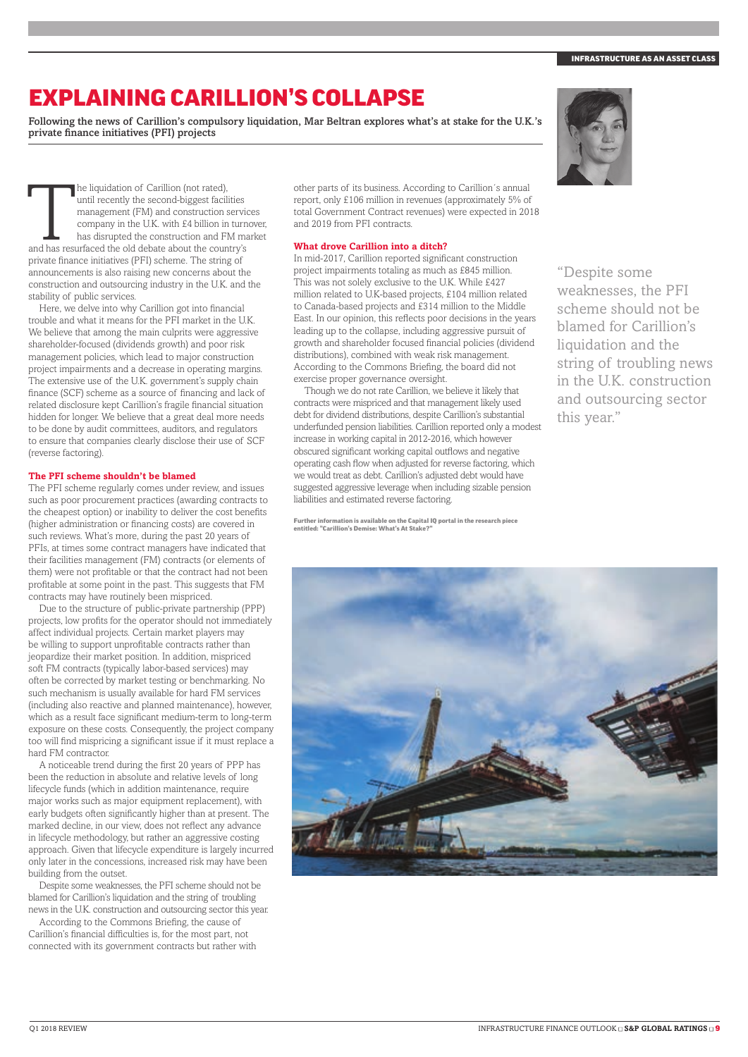# EXPLAINING CARILLION'S COLLAPSE

**Following the news of Carillion's compulsory liquidation, Mar Beltran explores what's at stake for the U.K.'s private finance initiatives (PFI) projects**

The liquidation of Carillion (not rated), until recently the second-biggest facilities management (FM) and construction services company in the U.K. with £4 billion in turnover, has disrupted the construction and FM market and has resurfaced the old debate about the country's private finance initiatives (PFI) scheme. The string of announcements is also raising new concerns about the construction and outsourcing industry in the U.K. and the stability of public services.

Here, we delve into why Carillion got into financial trouble and what it means for the PFI market in the U.K. We believe that among the main culprits were aggressive shareholder-focused (dividends growth) and poor risk management policies, which lead to major construction project impairments and a decrease in operating margins. The extensive use of the U.K. government's supply chain finance (SCF) scheme as a source of financing and lack of related disclosure kept Carillion's fragile financial situation hidden for longer. We believe that a great deal more needs to be done by audit committees, auditors, and regulators to ensure that companies clearly disclose their use of SCF (reverse factoring).

### The PFI scheme shouldn't be blamed

The PFI scheme regularly comes under review, and issues such as poor procurement practices (awarding contracts to the cheapest option) or inability to deliver the cost benefits (higher administration or financing costs) are covered in such reviews. What's more, during the past 20 years of PFIs, at times some contract managers have indicated that their facilities management (FM) contracts (or elements of them) were not profitable or that the contract had not been profitable at some point in the past. This suggests that FM contracts may have routinely been mispriced.

Due to the structure of public-private partnership (PPP) projects, low profits for the operator should not immediately affect individual projects. Certain market players may be willing to support unprofitable contracts rather than jeopardize their market position. In addition, mispriced soft FM contracts (typically labor-based services) may often be corrected by market testing or benchmarking. No such mechanism is usually available for hard FM services (including also reactive and planned maintenance), however, which as a result face significant medium-term to long-term exposure on these costs. Consequently, the project company too will find mispricing a significant issue if it must replace a hard FM contractor.

A noticeable trend during the first 20 years of PPP has been the reduction in absolute and relative levels of long lifecycle funds (which in addition maintenance, require major works such as major equipment replacement), with early budgets often significantly higher than at present. The marked decline, in our view, does not reflect any advance in lifecycle methodology, but rather an aggressive costing approach. Given that lifecycle expenditure is largely incurred only later in the concessions, increased risk may have been building from the outset.

Despite some weaknesses, the PFI scheme should not be blamed for Carillion's liquidation and the string of troubling news in the U.K. construction and outsourcing sector this year.

According to the Commons Briefing, the cause of Carillion's financial difficulties is, for the most part, not connected with its government contracts but rather with other parts of its business. According to Carillion's annual report, only £106 million in revenues (approximately 5% of total Government Contract revenues) were expected in 2018 and 2019 from PFI contracts.

### What drove Carillion into a ditch?

In mid-2017, Carillion reported significant construction project impairments totaling as much as £845 million. This was not solely exclusive to the U.K. While £427 million related to U.K-based projects, £104 million related to Canada-based projects and £314 million to the Middle East. In our opinion, this reflects poor decisions in the years leading up to the collapse, including aggressive pursuit of growth and shareholder focused financial policies (dividend distributions), combined with weak risk management. According to the Commons Briefing, the board did not exercise proper governance oversight.

Though we do not rate Carillion, we believe it likely that contracts were mispriced and that management likely used debt for dividend distributions, despite Carillion's substantial underfunded pension liabilities. Carillion reported only a modest increase in working capital in 2012-2016, which however obscured significant working capital outflows and negative operating cash flow when adjusted for reverse factoring, which we would treat as debt. Carillion's adjusted debt would have suggested aggressive leverage when including sizable pension liabilities and estimated reverse factoring.

**Further information is available on the Capital IQ portal in the research piece entitled: "Carillion's Demise: What's At Stake?"**

"Despite some weaknesses, the PFI scheme should not be blamed for Carillion's liquidation and the string of troubling news in the U.K. construction and outsourcing sector this year."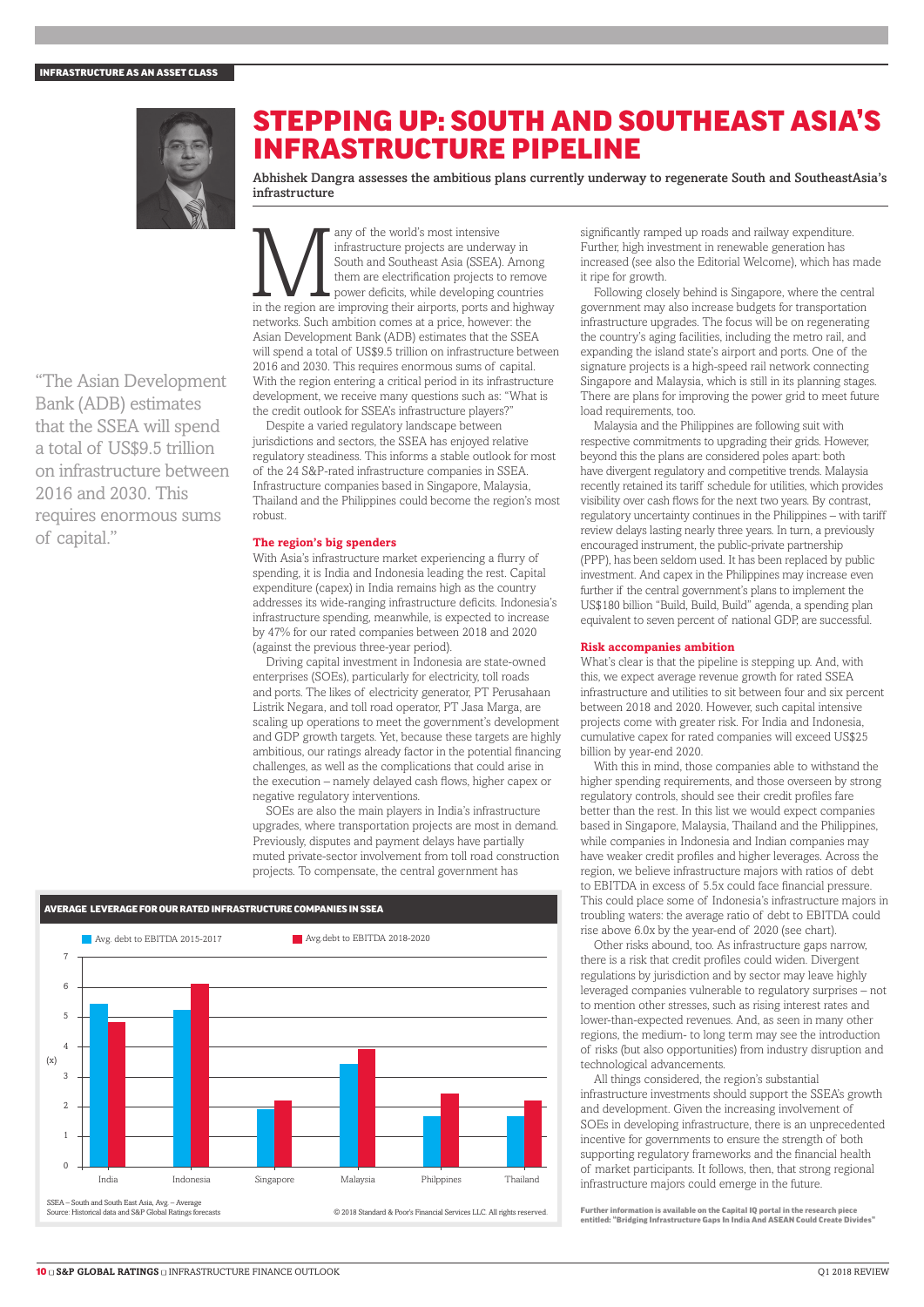# STEPPING UP: SOUTH AND SOUTHEAST ASIA'S INFRASTRUCTURE PIPELINE

**Abhishek Dangra assesses the ambitious plans currently underway to regenerate South and SoutheastAsia's infrastructure**

Many of the world's most intensive infrastructure projects are underway in South and Southeast Asia (SSEA). Among them are electrification projects to remove power deficits, while developing countries in the region are improving their airports, ports and highway networks. Such ambition comes at a price, however: the Asian Development Bank (ADB) estimates that the SSEA will spend a total of US$9.5 trillion on infrastructure between 2016 and 2030. This requires enormous sums of capital. With the region entering a critical period in its infrastructure development, we receive many questions such as: "What is the credit outlook for SSEA's infrastructure players?"

Despite a varied regulatory landscape between jurisdictions and sectors, the SSEA has enjoyed relative regulatory steadiness. This informs a stable outlook for most of the 24 S&P-rated infrastructure companies in SSEA. Infrastructure companies based in Singapore, Malaysia, Thailand and the Philippines could become the region's most robust.

> "The Asian Development Bank (ADB) estimates that the SSEA will spend a total of US$9.5 trillion on infrastructure between 2016 and 2030. This requires enormous sums of capital."

## The region's big spenders

With Asia's infrastructure market experiencing a flurry of spending, it is India and Indonesia leading the rest. Capital expenditure (capex) in India remains high as the country addresses its wide-ranging infrastructure deficits. Indonesia's infrastructure spending, meanwhile, is expected to increase by 47% for our rated companies between 2018 and 2020 (against the previous three-year period).

Driving capital investment in Indonesia are state-owned enterprises (SOEs), particularly for electricity, toll roads and ports. The likes of electricity generator, PT Perusahaan Listrik Negara, and toll road operator, PT Jasa Marga, are scaling up operations to meet the government's development and GDP growth targets. Yet, because these targets are highly ambitious, our ratings already factor in the potential financing challenges, as well as the complications that could arise in the execution – namely delayed cash flows, higher capex or negative regulatory interventions.

SOEs are also the main players in India's infrastructure upgrades, where transportation projects are most in demand. Previously, disputes and payment delays have partially muted private-sector involvement from toll road construction projects. To compensate, the central government has significantly ramped up roads and railway expenditure. Further, high investment in renewable generation has increased (see also the Editorial Welcome), which has made it ripe for growth.

Following closely behind is Singapore, where the central government may also increase budgets for transportation infrastructure upgrades. The focus will be on regenerating the country's aging facilities, including the metro rail, and expanding the island state's airport and ports. One of the signature projects is a high-speed rail network connecting Singapore and Malaysia, which is still in its planning stages. There are plans for improving the power grid to meet future load requirements, too.

Malaysia and the Philippines are following suit with respective commitments to upgrading their grids. However, beyond this the plans are considered poles apart: both have divergent regulatory and competitive trends. Malaysia recently retained its tariff schedule for utilities, which provides visibility over cash flows for the next two years. By contrast, regulatory uncertainty continues in the Philippines – with tariff review delays lasting nearly three years. In turn, a previously encouraged instrument, the public-private partnership (PPP), has been seldom used. It has been replaced by public investment. And capex in the Philippines may increase even further if the central government's plans to implement the US$180 billion "Build, Build, Build" agenda, a spending plan equivalent to seven percent of national GDP, are successful.

## Risk accompanies ambition

What's clear is that the pipeline is stepping up. And, with this, we expect average revenue growth for rated SSEA infrastructure and utilities to sit between four and six percent between 2018 and 2020. However, such capital intensive projects come with greater risk. For India and Indonesia, cumulative capex for rated companies will exceed US$25 billion by year-end 2020.

With this in mind, those companies able to withstand the higher spending requirements, and those overseen by strong regulatory controls, should see their credit profiles fare better than the rest. In this list we would expect companies based in Singapore, Malaysia, Thailand and the Philippines, while companies in Indonesia and Indian companies may have weaker credit profiles and higher leverages. Across the region, we believe infrastructure majors with ratios of debt to EBITDA in excess of 5.5x could face financial pressure. This could place some of Indonesia's infrastructure majors in troubling waters: the average ratio of debt to EBITDA could rise above 6.0x by the year-end of 2020 (see chart).

Other risks abound, too. As infrastructure gaps narrow, there is a risk that credit profiles could widen. Divergent regulations by jurisdiction and by sector may leave highly leveraged companies vulnerable to regulatory surprises – not to mention other stresses, such as rising interest rates and lower-than-expected revenues. And, as seen in many other regions, the medium- to long term may see the introduction of risks (but also opportunities) from industry disruption and technological advancements.

All things considered, the region's substantial infrastructure investments should support the SSEA's growth and development. Given the increasing involvement of SOEs in developing infrastructure, there is an unprecedented incentive for governments to ensure the strength of both supporting regulatory frameworks and the financial health of market participants. It follows, then, that strong regional infrastructure majors could emerge in the future.

**AVERAGE LEVERAGE FOR OUR RATED INFRASTRUCTURE COMPANIES IN SSEA**

Legend: Avg. debt to EBITDA 2015-2017; Avg.debt to EBITDA 2018-2020. Y-axis: (x), 0–7. Categories: India, Indonesia, Singapore, Malaysia, Philpipines, Thailand.

SSEA – South and South East Asia, Avg. – Average
Source: Historical data and S&P Global Ratings forecasts

© 2018 Standard & Poor's Financial Services LLC. All rights reserved.

**Further information is available on the Capital IQ portal in the research piece entitled: "Bridging Infrastructure Gaps In India And ASEAN Could Create Divides"**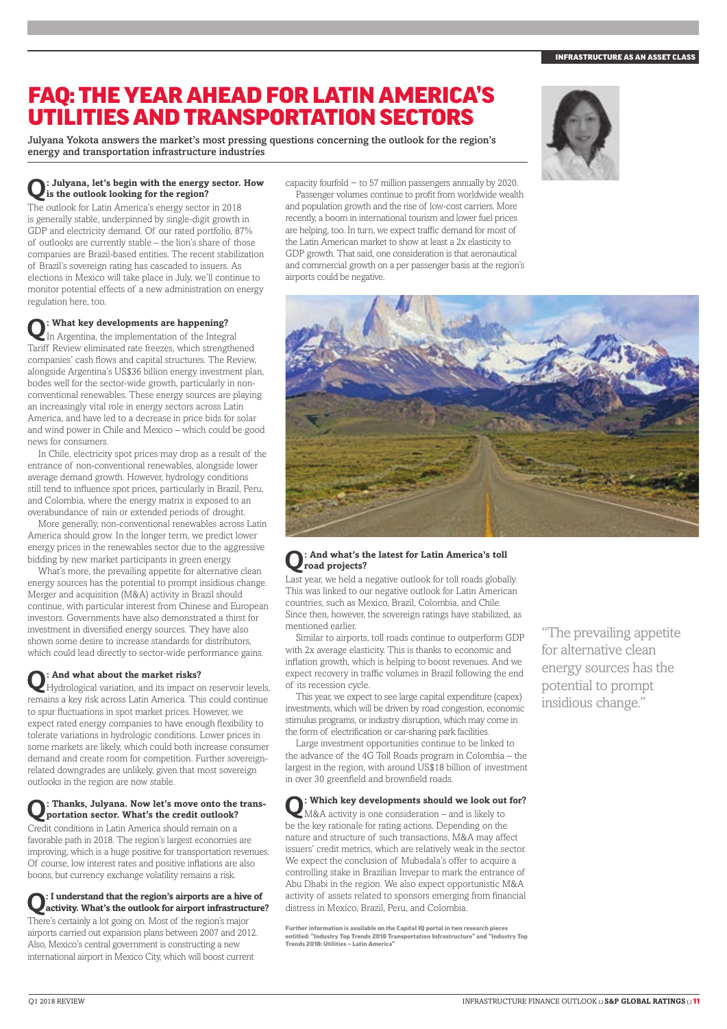# FAQ: THE YEAR AHEAD FOR LATIN AMERICA'S UTILITIES AND TRANSPORTATION SECTORS

**Julyana Yokota answers the market's most pressing questions concerning the outlook for the region's energy and transportation infrastructure industries**

**Q: Julyana, let's begin with the energy sector. How is the outlook looking for the region?**

The outlook for Latin America's energy sector in 2018 is generally stable, underpinned by single-digit growth in GDP and electricity demand. Of our rated portfolio, 87% of outlooks are currently stable – the lion's share of those companies are Brazil-based entities. The recent stabilization of Brazil's sovereign rating has cascaded to issuers. As elections in Mexico will take place in July, we'll continue to monitor potential effects of a new administration on energy regulation here, too.

**Q: What key developments are happening?**

In Argentina, the implementation of the Integral Tariff Review eliminated rate freezes, which strengthened companies' cash flows and capital structures. The Review, alongside Argentina's US$36 billion energy investment plan, bodes well for the sector-wide growth, particularly in non-conventional renewables. These energy sources are playing an increasingly vital role in energy sectors across Latin America, and have led to a decrease in price bids for solar and wind power in Chile and Mexico – which could be good news for consumers.

In Chile, electricity spot prices may drop as a result of the entrance of non-conventional renewables, alongside lower average demand growth. However, hydrology conditions still tend to influence spot prices, particularly in Brazil, Peru, and Colombia, where the energy matrix is exposed to an overabundance of rain or extended periods of drought.

More generally, non-conventional renewables across Latin America should grow. In the longer term, we predict lower energy prices in the renewables sector due to the aggressive bidding by new market participants in green energy.

What's more, the prevailing appetite for alternative clean energy sources has the potential to prompt insidious change. Merger and acquisition (M&A) activity in Brazil should continue, with particular interest from Chinese and European investors. Governments have also demonstrated a thirst for investment in diversified energy sources. They have also shown some desire to increase standards for distributors, which could lead directly to sector-wide performance gains.

**Q: And what about the market risks?**

Hydrological variation, and its impact on reservoir levels, remains a key risk across Latin America. This could continue to spur fluctuations in spot market prices. However, we expect rated energy companies to have enough flexibility to tolerate variations in hydrologic conditions. Lower prices in some markets are likely, which could both increase consumer demand and create room for competition. Further sovereign-related downgrades are unlikely, given that most sovereign outlooks in the region are now stable.

**Q: Thanks, Julyana. Now let's move onto the transportation sector. What's the credit outlook?**

Credit conditions in Latin America should remain on a favorable path in 2018. The region's largest economies are improving, which is a huge positive for transportation revenues. Of course, low interest rates and positive inflations are also boons, but currency exchange volatility remains a risk.

**Q: I understand that the region's airports are a hive of activity. What's the outlook for airport infrastructure?**

There's certainly a lot going on. Most of the region's major airports carried out expansion plans between 2007 and 2012. Also, Mexico's central government is constructing a new international airport in Mexico City, which will boost current capacity fourfold – to 57 million passengers annually by 2020.

Passenger volumes continue to profit from worldwide wealth and population growth and the rise of low-cost carriers. More recently, a boom in international tourism and lower fuel prices are helping, too. In turn, we expect traffic demand for most of the Latin American market to show at least a 2x elasticity to GDP growth. That said, one consideration is that aeronautical and commercial growth on a per passenger basis at the region's airports could be negative.

**Q: And what's the latest for Latin America's toll road projects?**

Last year, we held a negative outlook for toll roads globally. This was linked to our negative outlook for Latin American countries, such as Mexico, Brazil, Colombia, and Chile. Since then, however, the sovereign ratings have stabilized, as mentioned earlier.

Similar to airports, toll roads continue to outperform GDP with 2x average elasticity. This is thanks to economic and inflation growth, which is helping to boost revenues. And we expect recovery in traffic volumes in Brazil following the end of its recession cycle.

This year, we expect to see large capital expenditure (capex) investments, which will be driven by road congestion, economic stimulus programs, or industry disruption, which may come in the form of electrification or car-sharing park facilities.

Large investment opportunities continue to be linked to the advance of the 4G Toll Roads program in Colombia – the largest in the region, with around US$18 billion of investment in over 30 greenfield and brownfield roads.

**Q: Which key developments should we look out for?**

M&A activity is one consideration – and is likely to be the key rationale for rating actions. Depending on the nature and structure of such transactions, M&A may affect issuers' credit metrics, which are relatively weak in the sector. We expect the conclusion of Mubadala's offer to acquire a controlling stake in Brazilian Invepar to mark the entrance of Abu Dhabi in the region. We also expect opportunistic M&A activity of assets related to sponsors emerging from financial distress in Mexico, Brazil, Peru, and Colombia.

"The prevailing appetite for alternative clean energy sources has the potential to prompt insidious change."

**Further information is available on the Capital IQ portal in two research pieces entitled: "Industry Top Trends 2018 Transportation Infrastructure" and "Industry Top Trends 2018: Utilities – Latin America"**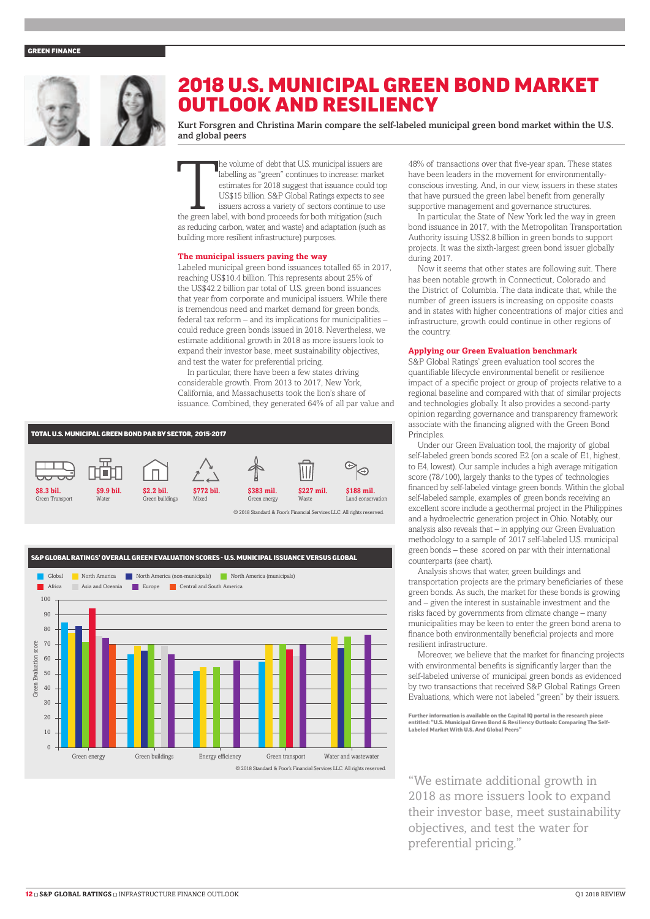GREEN FINANCE

# 2018 U.S. MUNICIPAL GREEN BOND MARKET OUTLOOK AND RESILIENCY

**Kurt Forsgren and Christina Marin compare the self-labeled municipal green bond market within the U.S. and global peers**

The volume of debt that U.S. municipal issuers are labelling as "green" continues to increase: market estimates for 2018 suggest that issuance could top US$15 billion. S&P Global Ratings expects to see issuers across a variety of sectors continue to use the green label, with bond proceeds for both mitigation (such as reducing carbon, water, and waste) and adaptation (such as building more resilient infrastructure) purposes.

## The municipal issuers paving the way

Labeled municipal green bond issuances totalled 65 in 2017, reaching US$10.4 billion. This represents about 25% of the US$42.2 billion par total of U.S. green bond issuances that year from corporate and municipal issuers. While there is tremendous need and market demand for green bonds, federal tax reform – and its implications for municipalities – could reduce green bonds issued in 2018. Nevertheless, we estimate additional growth in 2018 as more issuers look to expand their investor base, meet sustainability objectives, and test the water for preferential pricing.

In particular, there have been a few states driving considerable growth. From 2013 to 2017, New York, California, and Massachusetts took the lion's share of issuance. Combined, they generated 64% of all par value and 48% of transactions over that five-year span. These states have been leaders in the movement for environmentally-conscious investing. And, in our view, issuers in these states that have pursued the green label benefit from generally supportive management and governance structures.

In particular, the State of New York led the way in green bond issuance in 2017, with the Metropolitan Transportation Authority issuing US$2.8 billion in green bonds to support projects. It was the sixth-largest green bond issuer globally during 2017.

Now it seems that other states are following suit. There has been notable growth in Connecticut, Colorado and the District of Columbia. The data indicate that, while the number of green issuers is increasing on opposite coasts and in states with higher concentrations of major cities and infrastructure, growth could continue in other regions of the country.

**TOTAL U.S. MUNICIPAL GREEN BOND PAR BY SECTOR, 2015-2017**

| Green Transport | Water | Green buildings | Mixed | Green energy | Waste | Land conservation |
|---|---|---|---|---|---|---|
| $8.3 bil. | $9.9 bil. | $2.2 bil. | $772 bil. | $383 mil. | $227 mil. | $188 mil. |

© 2018 Standard & Poor's Financial Services LLC. All rights reserved.

**S&P GLOBAL RATINGS' OVERALL GREEN EVALUATION SCORES - U.S. MUNICIPAL ISSUANCE VERSUS GLOBAL**

Legend: Global; North America; North America (non-municipals); North America (municipals); Africa; Asia and Oceania; Europe; Central and South America

Y-axis: Green Evaluation score (0–100). Categories: Green energy; Green buildings; Energy efficiency; Green transport; Water and wastewater

© 2018 Standard & Poor's Financial Services LLC. All rights reserved.

## Applying our Green Evaluation benchmark

S&P Global Ratings' green evaluation tool scores the quantifiable lifecycle environmental benefit or resilience impact of a specific project or group of projects relative to a regional baseline and compared with that of similar projects and technologies globally. It also provides a second-party opinion regarding governance and transparency framework associate with the financing aligned with the Green Bond Principles.

Under our Green Evaluation tool, the majority of global self-labeled green bonds scored E2 (on a scale of E1, highest, to E4, lowest). Our sample includes a high average mitigation score (78/100), largely thanks to the types of technologies financed by self-labeled vintage green bonds. Within the global self-labeled sample, examples of green bonds receiving an excellent score include a geothermal project in the Philippines and a hydroelectric generation project in Ohio. Notably, our analysis also reveals that – in applying our Green Evaluation methodology to a sample of 2017 self-labeled U.S. municipal green bonds – these scored on par with their international counterparts (see chart).

Analysis shows that water, green buildings and transportation projects are the primary beneficiaries of these green bonds. As such, the market for these bonds is growing and – given the interest in sustainable investment and the risks faced by governments from climate change – many municipalities may be keen to enter the green bond arena to finance both environmentally beneficial projects and more resilient infrastructure.

Moreover, we believe that the market for financing projects with environmental benefits is significantly larger than the self-labeled universe of municipal green bonds as evidenced by two transactions that received S&P Global Ratings Green Evaluations, which were not labeled "green" by their issuers.

**Further information is available on the Capital IQ portal in the research piece entitled: "U.S. Municipal Green Bond & Resiliency Outlook: Comparing The Self-Labeled Market With U.S. And Global Peers"**

"We estimate additional growth in 2018 as more issuers look to expand their investor base, meet sustainability objectives, and test the water for preferential pricing."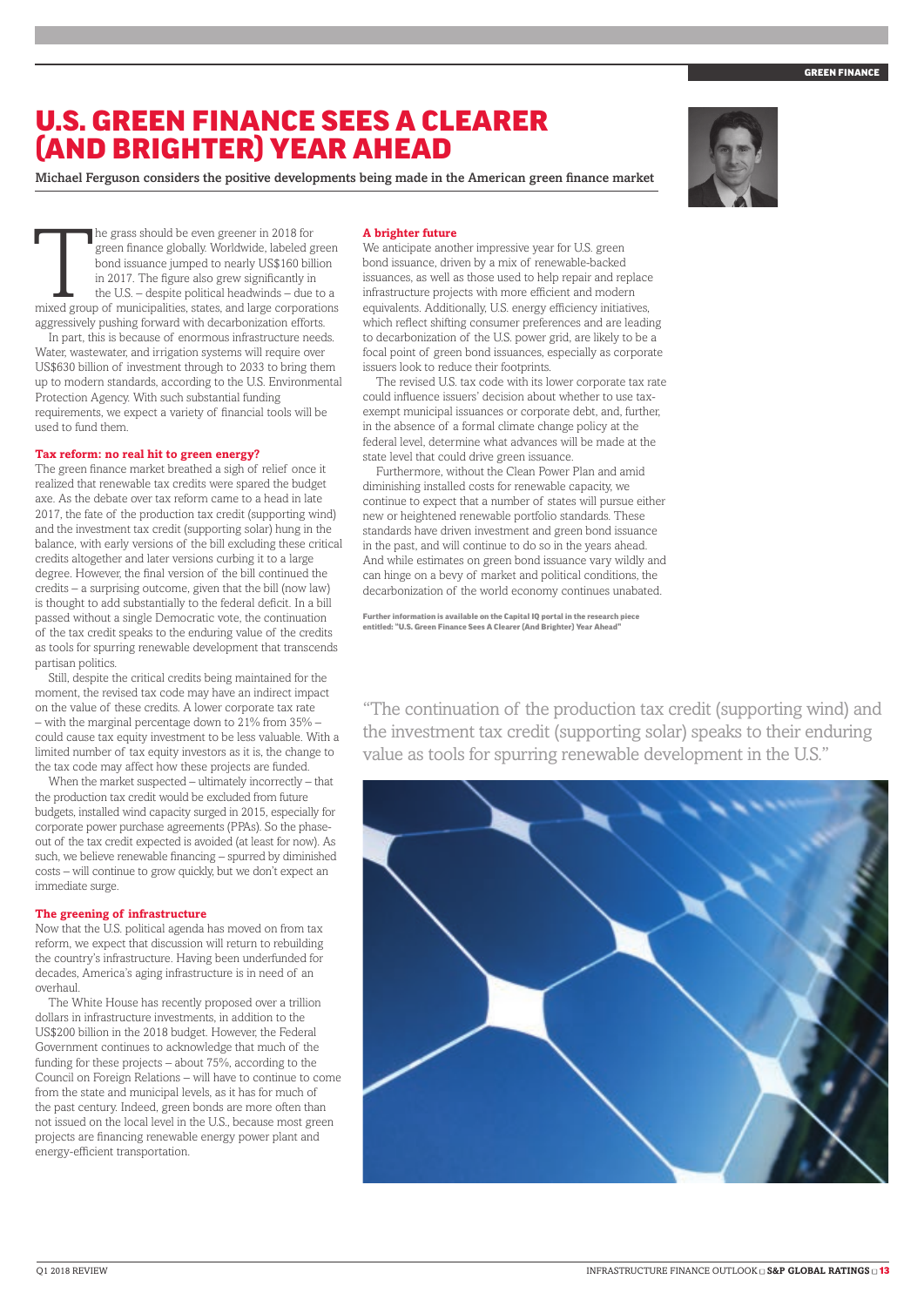# U.S. GREEN FINANCE SEES A CLEARER (AND BRIGHTER) YEAR AHEAD

**Michael Ferguson considers the positive developments being made in the American green finance market**

The grass should be even greener in 2018 for green finance globally. Worldwide, labeled green bond issuance jumped to nearly US$160 billion in 2017. The figure also grew significantly in the U.S. – despite political headwinds – due to a mixed group of municipalities, states, and large corporations aggressively pushing forward with decarbonization efforts.

In part, this is because of enormous infrastructure needs. Water, wastewater, and irrigation systems will require over US$630 billion of investment through to 2033 to bring them up to modern standards, according to the U.S. Environmental Protection Agency. With such substantial funding requirements, we expect a variety of financial tools will be used to fund them.

### Tax reform: no real hit to green energy?

The green finance market breathed a sigh of relief once it realized that renewable tax credits were spared the budget axe. As the debate over tax reform came to a head in late 2017, the fate of the production tax credit (supporting wind) and the investment tax credit (supporting solar) hung in the balance, with early versions of the bill excluding these critical credits altogether and later versions curbing it to a large degree. However, the final version of the bill continued the credits – a surprising outcome, given that the bill (now law) is thought to add substantially to the federal deficit. In a bill passed without a single Democratic vote, the continuation of the tax credit speaks to the enduring value of the credits as tools for spurring renewable development that transcends partisan politics.

Still, despite the critical credits being maintained for the moment, the revised tax code may have an indirect impact on the value of these credits. A lower corporate tax rate – with the marginal percentage down to 21% from 35% – could cause tax equity investment to be less valuable. With a limited number of tax equity investors as it is, the change to the tax code may affect how these projects are funded.

When the market suspected – ultimately incorrectly – that the production tax credit would be excluded from future budgets, installed wind capacity surged in 2015, especially for corporate power purchase agreements (PPAs). So the phase-out of the tax credit expected is avoided (at least for now). As such, we believe renewable financing – spurred by diminished costs – will continue to grow quickly, but we don't expect an immediate surge.

### The greening of infrastructure

Now that the U.S. political agenda has moved on from tax reform, we expect that discussion will return to rebuilding the country's infrastructure. Having been underfunded for decades, America's aging infrastructure is in need of an overhaul.

The White House has recently proposed over a trillion dollars in infrastructure investments, in addition to the US$200 billion in the 2018 budget. However, the Federal Government continues to acknowledge that much of the funding for these projects – about 75%, according to the Council on Foreign Relations – will have to continue to come from the state and municipal levels, as it has for much of the past century. Indeed, green bonds are more often than not issued on the local level in the U.S., because most green projects are financing renewable energy power plant and energy-efficient transportation.

### A brighter future

We anticipate another impressive year for U.S. green bond issuance, driven by a mix of renewable-backed issuances, as well as those used to help repair and replace infrastructure projects with more efficient and modern equivalents. Additionally, U.S. energy efficiency initiatives, which reflect shifting consumer preferences and are leading to decarbonization of the U.S. power grid, are likely to be a focal point of green bond issuances, especially as corporate issuers look to reduce their footprints.

The revised U.S. tax code with its lower corporate tax rate could influence issuers' decision about whether to use tax-exempt municipal issuances or corporate debt, and, further, in the absence of a formal climate change policy at the federal level, determine what advances will be made at the state level that could drive green issuance.

Furthermore, without the Clean Power Plan and amid diminishing installed costs for renewable capacity, we continue to expect that a number of states will pursue either new or heightened renewable portfolio standards. These standards have driven investment and green bond issuance in the past, and will continue to do so in the years ahead. And while estimates on green bond issuance vary wildly and can hinge on a bevy of market and political conditions, the decarbonization of the world economy continues unabated.

**Further information is available on the Capital IQ portal in the research piece entitled: "U.S. Green Finance Sees A Clearer (And Brighter) Year Ahead"**

"The continuation of the production tax credit (supporting wind) and the investment tax credit (supporting solar) speaks to their enduring value as tools for spurring renewable development in the U.S."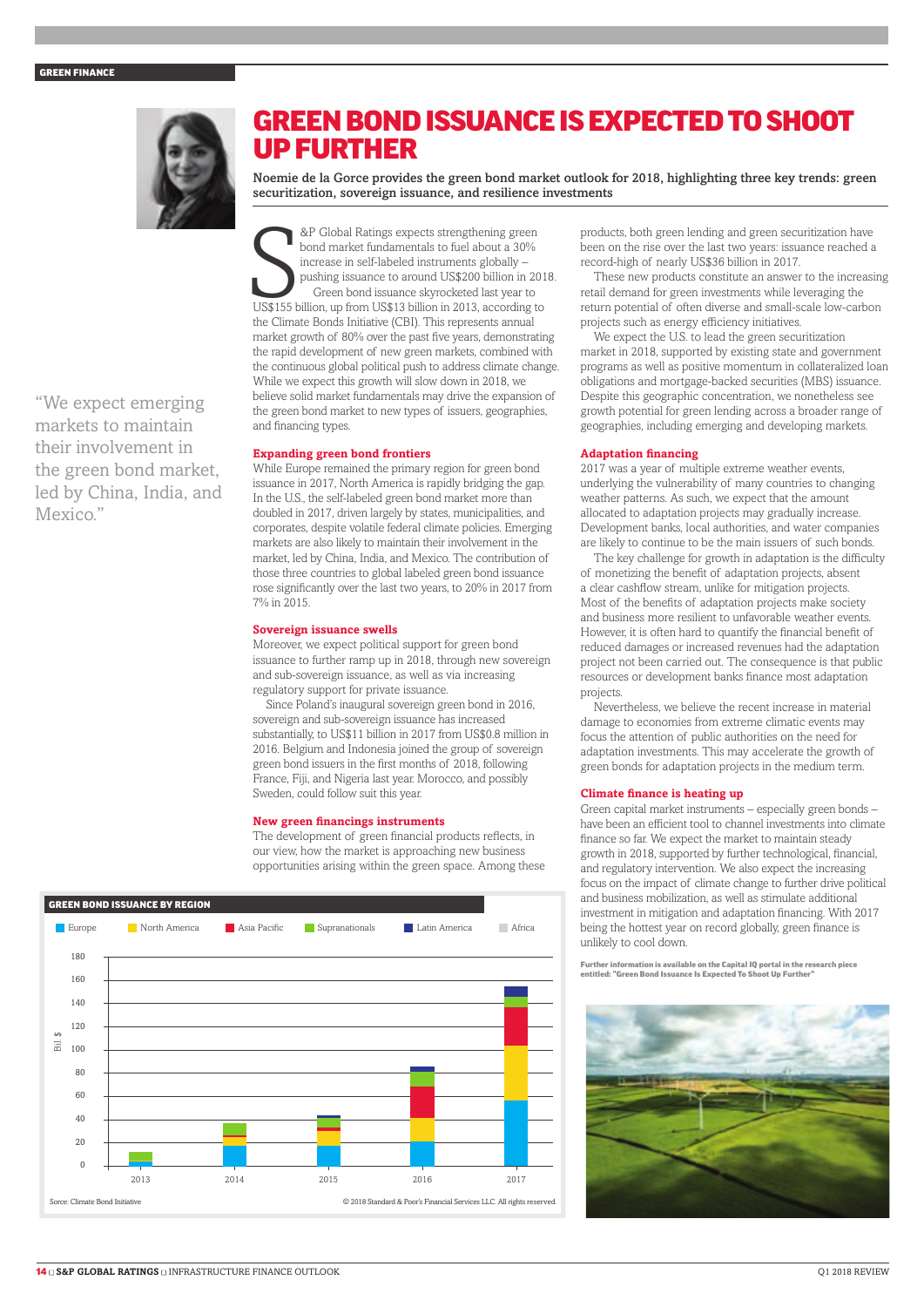# GREEN BOND ISSUANCE IS EXPECTED TO SHOOT UP FURTHER

**Noemie de la Gorce provides the green bond market outlook for 2018, highlighting three key trends: green securitization, sovereign issuance, and resilience investments**

S&P Global Ratings expects strengthening green bond market fundamentals to fuel about a 30% increase in self-labeled instruments globally – pushing issuance to around US$200 billion in 2018.

Green bond issuance skyrocketed last year to US$155 billion, up from US$13 billion in 2013, according to the Climate Bonds Initiative (CBI). This represents annual market growth of 80% over the past five years, demonstrating the rapid development of new green markets, combined with the continuous global political push to address climate change. While we expect this growth will slow down in 2018, we believe solid market fundamentals may drive the expansion of the green bond market to new types of issuers, geographies, and financing types.

> "We expect emerging markets to maintain their involvement in the green bond market, led by China, India, and Mexico."

### Expanding green bond frontiers

While Europe remained the primary region for green bond issuance in 2017, North America is rapidly bridging the gap. In the U.S., the self-labeled green bond market more than doubled in 2017, driven largely by states, municipalities, and corporates, despite volatile federal climate policies. Emerging markets are also likely to maintain their involvement in the market, led by China, India, and Mexico. The contribution of those three countries to global labeled green bond issuance rose significantly over the last two years, to 20% in 2017 from 7% in 2015.

### Sovereign issuance swells

Moreover, we expect political support for green bond issuance to further ramp up in 2018, through new sovereign and sub-sovereign issuance, as well as via increasing regulatory support for private issuance.

Since Poland's inaugural sovereign green bond in 2016, sovereign and sub-sovereign issuance has increased substantially, to US$11 billion in 2017 from US$0.8 million in 2016. Belgium and Indonesia joined the group of sovereign green bond issuers in the first months of 2018, following France, Fiji, and Nigeria last year. Morocco, and possibly Sweden, could follow suit this year.

### New green financings instruments

The development of green financial products reflects, in our view, how the market is approaching new business opportunities arising within the green space. Among these products, both green lending and green securitization have been on the rise over the last two years: issuance reached a record-high of nearly US$36 billion in 2017.

These new products constitute an answer to the increasing retail demand for green investments while leveraging the return potential of often diverse and small-scale low-carbon projects such as energy efficiency initiatives.

We expect the U.S. to lead the green securitization market in 2018, supported by existing state and government programs as well as positive momentum in collateralized loan obligations and mortgage-backed securities (MBS) issuance. Despite this geographic concentration, we nonetheless see growth potential for green lending across a broader range of geographies, including emerging and developing markets.

### Adaptation financing

2017 was a year of multiple extreme weather events, underlying the vulnerability of many countries to changing weather patterns. As such, we expect that the amount allocated to adaptation projects may gradually increase. Development banks, local authorities, and water companies are likely to continue to be the main issuers of such bonds.

The key challenge for growth in adaptation is the difficulty of monetizing the benefit of adaptation projects, absent a clear cashflow stream, unlike for mitigation projects. Most of the benefits of adaptation projects make society and business more resilient to unfavorable weather events. However, it is often hard to quantify the financial benefit of reduced damages or increased revenues had the adaptation project not been carried out. The consequence is that public resources or development banks finance most adaptation projects.

Nevertheless, we believe the recent increase in material damage to economies from extreme climatic events may focus the attention of public authorities on the need for adaptation investments. This may accelerate the growth of green bonds for adaptation projects in the medium term.

### Climate finance is heating up

Green capital market instruments – especially green bonds – have been an efficient tool to channel investments into climate finance so far. We expect the market to maintain steady growth in 2018, supported by further technological, financial, and regulatory intervention. We also expect the increasing focus on the impact of climate change to further drive political and business mobilization, as well as stimulate additional investment in mitigation and adaptation financing. With 2017 being the hottest year on record globally, green finance is unlikely to cool down.

**Further information is available on the Capital IQ portal in the research piece entitled: "Green Bond Issuance Is Expected To Shoot Up Further"**

**GREEN BOND ISSUANCE BY REGION**

Legend: Europe, North America, Asia Pacific, Supranationals, Latin America, Africa

Y-axis: Bil. $ (0–180); X-axis: 2013, 2014, 2015, 2016, 2017

Sorce: Climate Bond Initiative

© 2018 Standard & Poor's Financial Services LLC. All rights reserved.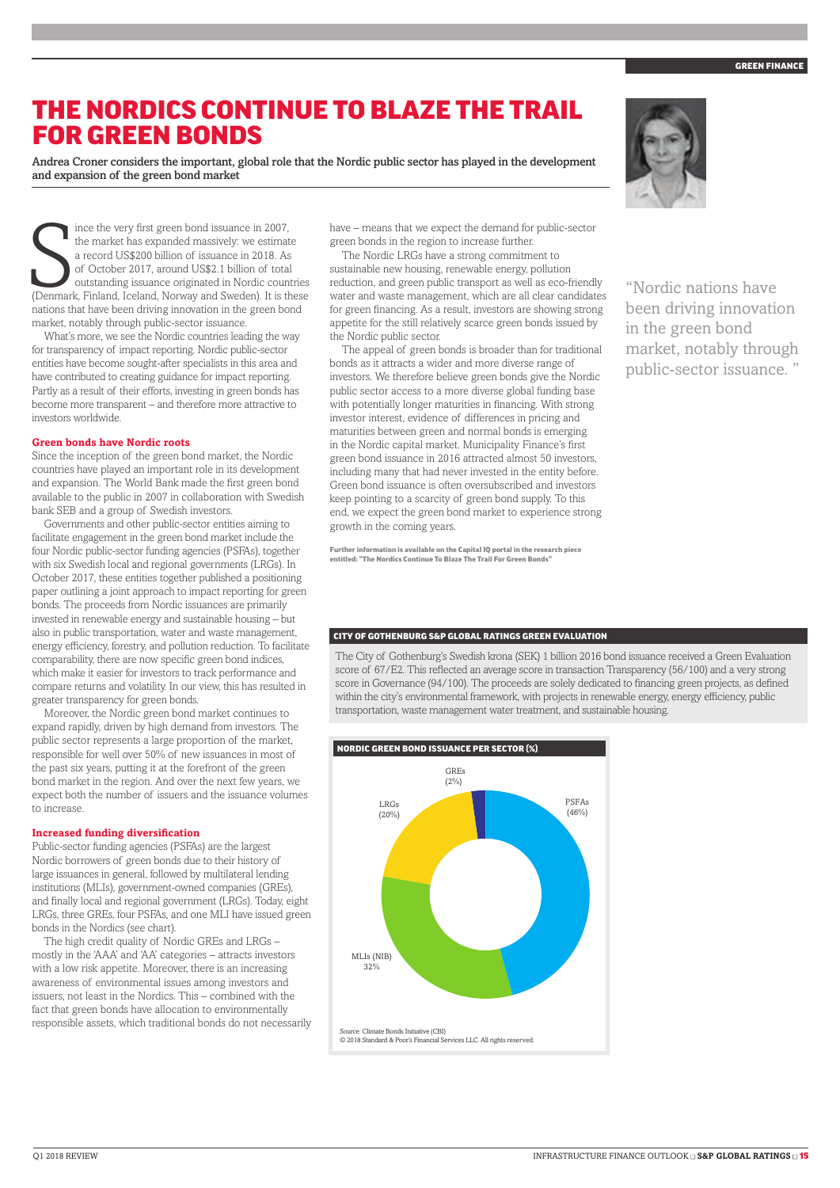# THE NORDICS CONTINUE TO BLAZE THE TRAIL FOR GREEN BONDS

**Andrea Croner considers the important, global role that the Nordic public sector has played in the development and expansion of the green bond market**

Since the very first green bond issuance in 2007, the market has expanded massively: we estimate a record US$200 billion of issuance in 2018. As of October 2017, around US$2.1 billion of total outstanding issuance originated in Nordic countries (Denmark, Finland, Iceland, Norway and Sweden). It is these nations that have been driving innovation in the green bond market, notably through public-sector issuance.

What's more, we see the Nordic countries leading the way for transparency of impact reporting. Nordic public-sector entities have become sought-after specialists in this area and have contributed to creating guidance for impact reporting. Partly as a result of their efforts, investing in green bonds has become more transparent – and therefore more attractive to investors worldwide.

### Green bonds have Nordic roots

Since the inception of the green bond market, the Nordic countries have played an important role in its development and expansion. The World Bank made the first green bond available to the public in 2007 in collaboration with Swedish bank SEB and a group of Swedish investors.

Governments and other public-sector entities aiming to facilitate engagement in the green bond market include the four Nordic public-sector funding agencies (PSFAs), together with six Swedish local and regional governments (LRGs). In October 2017, these entities together published a positioning paper outlining a joint approach to impact reporting for green bonds. The proceeds from Nordic issuances are primarily invested in renewable energy and sustainable housing – but also in public transportation, water and waste management, energy efficiency, forestry, and pollution reduction. To facilitate comparability, there are now specific green bond indices, which make it easier for investors to track performance and compare returns and volatility. In our view, this has resulted in greater transparency for green bonds.

Moreover, the Nordic green bond market continues to expand rapidly, driven by high demand from investors. The public sector represents a large proportion of the market, responsible for well over 50% of new issuances in most of the past six years, putting it at the forefront of the green bond market in the region. And over the next few years, we expect both the number of issuers and the issuance volumes to increase.

### Increased funding diversification

Public-sector funding agencies (PSFAs) are the largest Nordic borrowers of green bonds due to their history of large issuances in general, followed by multilateral lending institutions (MLIs), government-owned companies (GREs), and finally local and regional government (LRGs). Today, eight LRGs, three GREs, four PSFAs, and one MLI have issued green bonds in the Nordics (see chart).

The high credit quality of Nordic GREs and LRGs – mostly in the 'AAA' and 'AA' categories – attracts investors with a low risk appetite. Moreover, there is an increasing awareness of environmental issues among investors and issuers, not least in the Nordics. This – combined with the fact that green bonds have allocation to environmentally responsible assets, which traditional bonds do not necessarily have – means that we expect the demand for public-sector green bonds in the region to increase further.

The Nordic LRGs have a strong commitment to sustainable new housing, renewable energy, pollution reduction, and green public transport as well as eco-friendly water and waste management, which are all clear candidates for green financing. As a result, investors are showing strong appetite for the still relatively scarce green bonds issued by the Nordic public sector.

The appeal of green bonds is broader than for traditional bonds as it attracts a wider and more diverse range of investors. We therefore believe green bonds give the Nordic public sector access to a more diverse global funding base with potentially longer maturities in financing. With strong investor interest, evidence of differences in pricing and maturities between green and normal bonds is emerging in the Nordic capital market. Municipality Finance's first green bond issuance in 2016 attracted almost 50 investors, including many that had never invested in the entity before. Green bond issuance is often oversubscribed and investors keep pointing to a scarcity of green bond supply. To this end, we expect the green bond market to experience strong growth in the coming years.

**Further information is available on the Capital IQ portal in the research piece entitled: "The Nordics Continue To Blaze The Trail For Green Bonds"**

> "Nordic nations have been driving innovation in the green bond market, notably through public-sector issuance."

**CITY OF GOTHENBURG S&P GLOBAL RATINGS GREEN EVALUATION**

The City of Gothenburg's Swedish krona (SEK) 1 billion 2016 bond issuance received a Green Evaluation score of 67/E2. This reflected an average score in transaction Transparency (56/100) and a very strong score in Governance (94/100). The proceeds are solely dedicated to financing green projects, as defined within the city's environmental framework, with projects in renewable energy, energy efficiency, public transportation, waste management water treatment, and sustainable housing.

**NORDIC GREEN BOND ISSUANCE PER SECTOR (%)**

| Sector | Share |
|---|---|
| PSFAs | 46% |
| MLIs (NIB) | 32% |
| LRGs | 20% |
| GREs | 2% |

Source: Climate Bonds Initiative (CBI)
© 2018 Standard & Poor's Financial Services LLC. All rights reserved.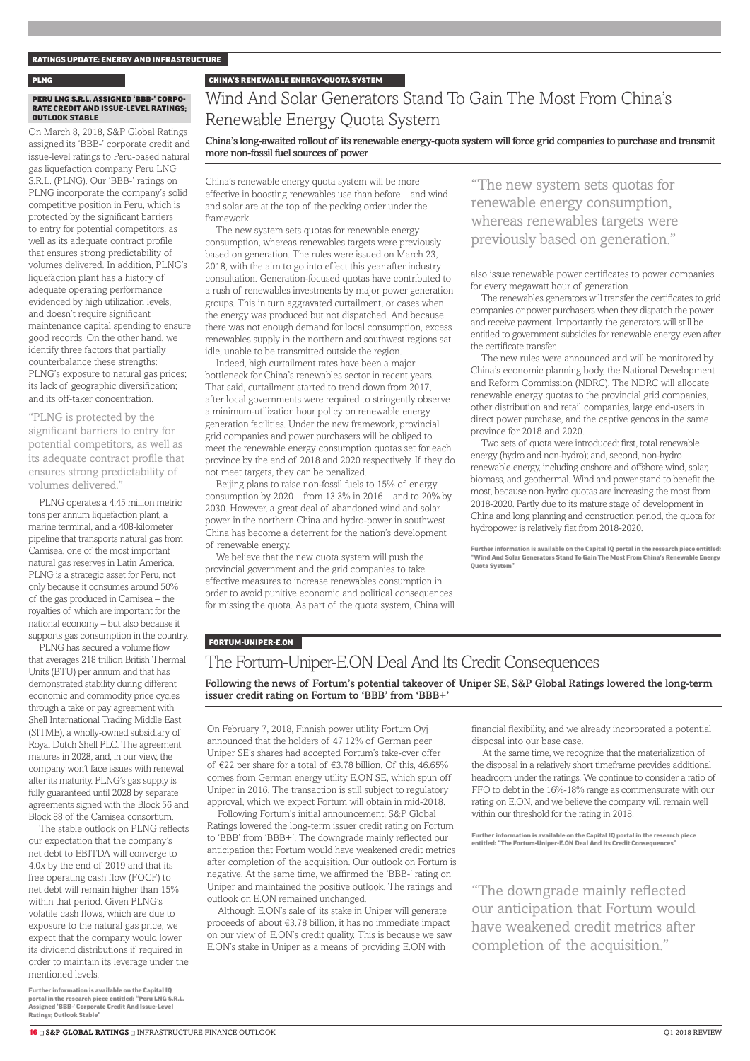RATINGS UPDATE: ENERGY AND INFRASTRUCTURE

## PLNG

### PERU LNG S.R.L. ASSIGNED 'BBB-' CORPORATE CREDIT AND ISSUE-LEVEL RATINGS; OUTLOOK STABLE

On March 8, 2018, S&P Global Ratings assigned its 'BBB-' corporate credit and issue-level ratings to Peru-based natural gas liquefaction company Peru LNG S.R.L. (PLNG). Our 'BBB-' ratings on PLNG incorporate the company's solid competitive position in Peru, which is protected by the significant barriers to entry for potential competitors, as well as its adequate contract profile that ensures strong predictability of volumes delivered. In addition, PLNG's liquefaction plant has a history of adequate operating performance evidenced by high utilization levels, and doesn't require significant maintenance capital spending to ensure good records. On the other hand, we identify three factors that partially counterbalance these strengths: PLNG's exposure to natural gas prices; its lack of geographic diversification; and its off-taker concentration.

> "PLNG is protected by the significant barriers to entry for potential competitors, as well as its adequate contract profile that ensures strong predictability of volumes delivered."

PLNG operates a 4.45 million metric tons per annum liquefaction plant, a marine terminal, and a 408-kilometer pipeline that transports natural gas from Camisea, one of the most important natural gas reserves in Latin America. PLNG is a strategic asset for Peru, not only because it consumes around 50% of the gas produced in Camisea – the royalties of which are important for the national economy – but also because it supports gas consumption in the country.

PLNG has secured a volume flow that averages 218 trillion British Thermal Units (BTU) per annum and that has demonstrated stability during different economic and commodity price cycles through a take or pay agreement with Shell International Trading Middle East (SITME), a wholly-owned subsidiary of Royal Dutch Shell PLC. The agreement matures in 2028, and, in our view, the company won't face issues with renewal after its maturity. PLNG's gas supply is fully guaranteed until 2028 by separate agreements signed with the Block 56 and Block 88 of the Camisea consortium.

The stable outlook on PLNG reflects our expectation that the company's net debt to EBITDA will converge to 4.0x by the end of 2019 and that its free operating cash flow (FOCF) to net debt will remain higher than 15% within that period. Given PLNG's volatile cash flows, which are due to exposure to the natural gas price, we expect that the company would lower its dividend distributions if required in order to maintain its leverage under the mentioned levels.

**Further information is available on the Capital IQ portal in the research piece entitled: "Peru LNG S.R.L. Assigned 'BBB-' Corporate Credit And Issue-Level Ratings; Outlook Stable"**

## CHINA'S RENEWABLE ENERGY-QUOTA SYSTEM

# Wind And Solar Generators Stand To Gain The Most From China's Renewable Energy Quota System

**China's long-awaited rollout of its renewable energy-quota system will force grid companies to purchase and transmit more non-fossil fuel sources of power**

China's renewable energy quota system will be more effective in boosting renewables use than before – and wind and solar are at the top of the pecking order under the framework.

The new system sets quotas for renewable energy consumption, whereas renewables targets were previously based on generation. The rules were issued on March 23, 2018, with the aim to go into effect this year after industry consultation. Generation-focused quotas have contributed to a rush of renewables investments by major power generation groups. This in turn aggravated curtailment, or cases when the energy was produced but not dispatched. And because there was not enough demand for local consumption, excess renewables supply in the northern and southwest regions sat idle, unable to be transmitted outside the region.

Indeed, high curtailment rates have been a major bottleneck for China's renewables sector in recent years. That said, curtailment started to trend down from 2017, after local governments were required to stringently observe a minimum-utilization hour policy on renewable energy generation facilities. Under the new framework, provincial grid companies and power purchasers will be obliged to meet the renewable energy consumption quotas set for each province by the end of 2018 and 2020 respectively. If they do not meet targets, they can be penalized.

Beijing plans to raise non-fossil fuels to 15% of energy consumption by 2020 – from 13.3% in 2016 – and to 20% by 2030. However, a great deal of abandoned wind and solar power in the northern China and hydro-power in southwest China has become a deterrent for the nation's development of renewable energy.

We believe that the new quota system will push the provincial government and the grid companies to take effective measures to increase renewables consumption in order to avoid punitive economic and political consequences for missing the quota. As part of the quota system, China will also issue renewable power certificates to power companies for every megawatt hour of generation.

> "The new system sets quotas for renewable energy consumption, whereas renewables targets were previously based on generation."

The renewables generators will transfer the certificates to grid companies or power purchasers when they dispatch the power and receive payment. Importantly, the generators will still be entitled to government subsidies for renewable energy even after the certificate transfer.

The new rules were announced and will be monitored by China's economic planning body, the National Development and Reform Commission (NDRC). The NDRC will allocate renewable energy quotas to the provincial grid companies, other distribution and retail companies, large end-users in direct power purchase, and the captive gencos in the same province for 2018 and 2020.

Two sets of quota were introduced: first, total renewable energy (hydro and non-hydro); and, second, non-hydro renewable energy, including onshore and offshore wind, solar, biomass, and geothermal. Wind and power stand to benefit the most, because non-hydro quotas are increasing the most from 2018-2020. Partly due to its mature stage of development in China and long planning and construction period, the quota for hydropower is relatively flat from 2018-2020.

**Further information is available on the Capital IQ portal in the research piece entitled: "Wind And Solar Generators Stand To Gain The Most From China's Renewable Energy Quota System"**

## FORTUM-UNIPER-E.ON

# The Fortum-Uniper-E.ON Deal And Its Credit Consequences

**Following the news of Fortum's potential takeover of Uniper SE, S&P Global Ratings lowered the long-term issuer credit rating on Fortum to 'BBB' from 'BBB+'**

On February 7, 2018, Finnish power utility Fortum Oyj announced that the holders of 47.12% of German peer Uniper SE's shares had accepted Fortum's take-over offer of €22 per share for a total of €3.78 billion. Of this, 46.65% comes from German energy utility E.ON SE, which spun off Uniper in 2016. The transaction is still subject to regulatory approval, which we expect Fortum will obtain in mid-2018.

Following Fortum's initial announcement, S&P Global Ratings lowered the long-term issuer credit rating on Fortum to 'BBB' from 'BBB+'. The downgrade mainly reflected our anticipation that Fortum would have weakened credit metrics after completion of the acquisition. Our outlook on Fortum is negative. At the same time, we affirmed the 'BBB-' rating on Uniper and maintained the positive outlook. The ratings and outlook on E.ON remained unchanged.

Although E.ON's sale of its stake in Uniper will generate proceeds of about €3.78 billion, it has no immediate impact on our view of E.ON's credit quality. This is because we saw E.ON's stake in Uniper as a means of providing E.ON with financial flexibility, and we already incorporated a potential disposal into our base case.

At the same time, we recognize that the materialization of the disposal in a relatively short timeframe provides additional headroom under the ratings. We continue to consider a ratio of FFO to debt in the 16%-18% range as commensurate with our rating on E.ON, and we believe the company will remain well within our threshold for the rating in 2018.

**Further information is available on the Capital IQ portal in the research piece entitled: "The Fortum-Uniper-E.ON Deal And Its Credit Consequences"**

> "The downgrade mainly reflected our anticipation that Fortum would have weakened credit metrics after completion of the acquisition."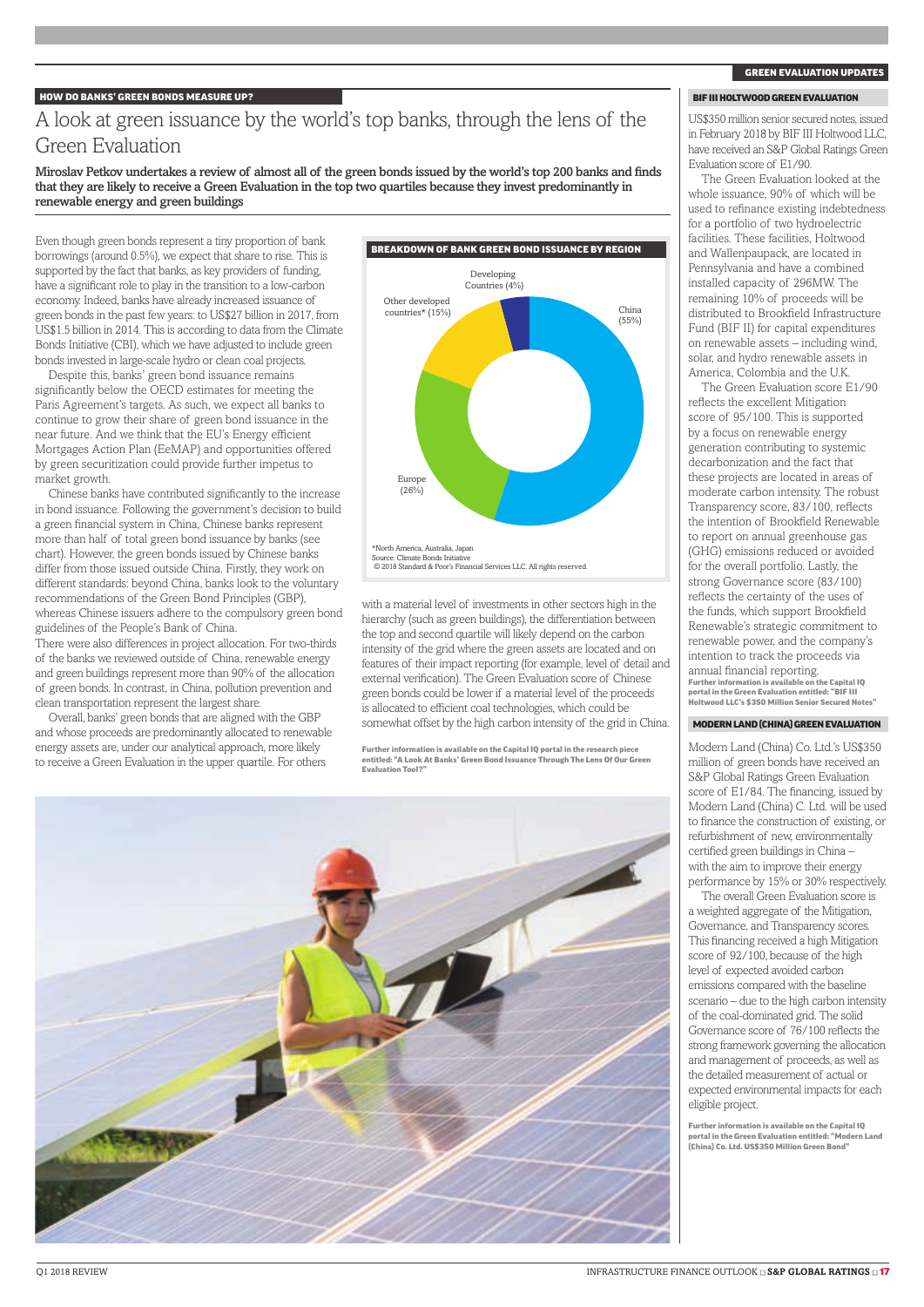## HOW DO BANKS' GREEN BONDS MEASURE UP?

# A look at green issuance by the world's top banks, through the lens of the Green Evaluation

**Miroslav Petkov undertakes a review of almost all of the green bonds issued by the world's top 200 banks and finds that they are likely to receive a Green Evaluation in the top two quartiles because they invest predominantly in renewable energy and green buildings**

Even though green bonds represent a tiny proportion of bank borrowings (around 0.5%), we expect that share to rise. This is supported by the fact that banks, as key providers of funding, have a significant role to play in the transition to a low-carbon economy. Indeed, banks have already increased issuance of green bonds in the past few years: to US$27 billion in 2017, from US$1.5 billion in 2014. This is according to data from the Climate Bonds Initiative (CBI), which we have adjusted to include green bonds invested in large-scale hydro or clean coal projects.

Despite this, banks' green bond issuance remains significantly below the OECD estimates for meeting the Paris Agreement's targets. As such, we expect all banks to continue to grow their share of green bond issuance in the near future. And we think that the EU's Energy efficient Mortgages Action Plan (EeMAP) and opportunities offered by green securitization could provide further impetus to market growth.

Chinese banks have contributed significantly to the increase in bond issuance. Following the government's decision to build a green financial system in China, Chinese banks represent more than half of total green bond issuance by banks (see chart). However, the green bonds issued by Chinese banks differ from those issued outside China. Firstly, they work on different standards: beyond China, banks look to the voluntary recommendations of the Green Bond Principles (GBP), whereas Chinese issuers adhere to the compulsory green bond guidelines of the People's Bank of China.

There were also differences in project allocation. For two-thirds of the banks we reviewed outside of China, renewable energy and green buildings represent more than 90% of the allocation of green bonds. In contrast, in China, pollution prevention and clean transportation represent the largest share.

Overall, banks' green bonds that are aligned with the GBP and whose proceeds are predominantly allocated to renewable energy assets are, under our analytical approach, more likely to receive a Green Evaluation in the upper quartile. For others with a material level of investments in other sectors high in the hierarchy (such as green buildings), the differentiation between the top and second quartile will likely depend on the carbon intensity of the grid where the green assets are located and on features of their impact reporting (for example, level of detail and external verification). The Green Evaluation score of Chinese green bonds could be lower if a material level of the proceeds is allocated to efficient coal technologies, which could be somewhat offset by the high carbon intensity of the grid in China.

**BREAKDOWN OF BANK GREEN BOND ISSUANCE BY REGION**

| Region | Share |
|---|---|
| China | 55% |
| Europe | 26% |
| Other developed countries* | 15% |
| Developing Countries | 4% |

*North America, Australia, Japan
Source: Climate Bonds Initiative
© 2018 Standard & Poor's Financial Services LLC. All rights reserved.

**Further information is available on the Capital IQ portal in the research piece entitled: "A Look At Banks' Green Bond Issuance Through The Lens Of Our Green Evaluation Tool?"**

## GREEN EVALUATION UPDATES

### BIF III HOLTWOOD GREEN EVALUATION

US$350 million senior secured notes, issued in February 2018 by BIF III Holtwood LLC, have received an S&P Global Ratings Green Evaluation score of E1/90.

The Green Evaluation looked at the whole issuance, 90% of which will be used to refinance existing indebtedness for a portfolio of two hydroelectric facilities. These facilities, Holtwood and Wallenpaupack, are located in Pennsylvania and have a combined installed capacity of 296MW. The remaining 10% of proceeds will be distributed to Brookfield Infrastructure Fund (BIF II) for capital expenditures on renewable assets – including wind, solar, and hydro renewable assets in America, Colombia and the U.K.

The Green Evaluation score E1/90 reflects the excellent Mitigation score of 95/100. This is supported by a focus on renewable energy generation contributing to systemic decarbonization and the fact that these projects are located in areas of moderate carbon intensity. The robust Transparency score, 83/100, reflects the intention of Brookfield Renewable to report on annual greenhouse gas (GHG) emissions reduced or avoided for the overall portfolio. Lastly, the strong Governance score (83/100) reflects the certainty of the uses of the funds, which support Brookfield Renewable's strategic commitment to renewable power, and the company's intention to track the proceeds via annual financial reporting.

**Further information is available on the Capital IQ portal in the Green Evaluation entitled: "BIF III Holtwood LLC's $350 Million Senior Secured Notes"**

### MODERN LAND (CHINA) GREEN EVALUATION

Modern Land (China) Co. Ltd.'s US$350 million of green bonds have received an S&P Global Ratings Green Evaluation score of E1/84. The financing, issued by Modern Land (China) C. Ltd. will be used to finance the construction of existing, or refurbishment of new, environmentally certified green buildings in China – with the aim to improve their energy performance by 15% or 30% respectively.

The overall Green Evaluation score is a weighted aggregate of the Mitigation, Governance, and Transparency scores. This financing received a high Mitigation score of 92/100, because of the high level of expected avoided carbon emissions compared with the baseline scenario – due to the high carbon intensity of the coal-dominated grid. The solid Governance score of 76/100 reflects the strong framework governing the allocation and management of proceeds, as well as the detailed measurement of actual or expected environmental impacts for each eligible project.

**Further information is available on the Capital IQ portal in the Green Evaluation entitled: "Modern Land (China) Co. Ltd. US$350 Million Green Bond"**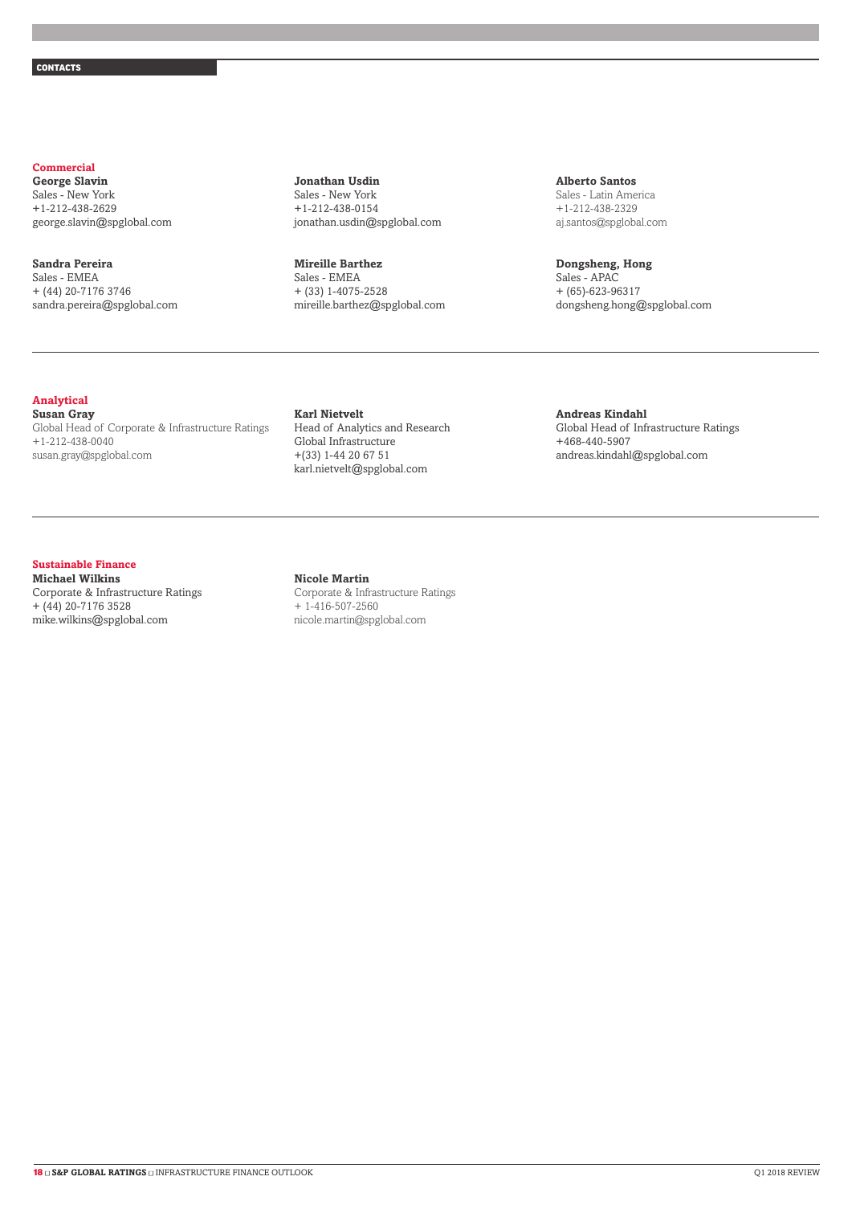## CONTACTS

### Commercial

**George Slavin**
Sales - New York
+1-212-438-2629
george.slavin@spglobal.com

**Jonathan Usdin**
Sales - New York
+1-212-438-0154
jonathan.usdin@spglobal.com

**Alberto Santos**
Sales - Latin America
+1-212-438-2329
aj.santos@spglobal.com

**Sandra Pereira**
Sales - EMEA
+ (44) 20-7176 3746
sandra.pereira@spglobal.com

**Mireille Barthez**
Sales - EMEA
+ (33) 1-4075-2528
mireille.barthez@spglobal.com

**Dongsheng, Hong**
Sales - APAC
+ (65)-623-96317
dongsheng.hong@spglobal.com

### Analytical

**Susan Gray**
Global Head of Corporate & Infrastructure Ratings
+1-212-438-0040
susan.gray@spglobal.com

**Karl Nietvelt**
Head of Analytics and Research
Global Infrastructure
+(33) 1-44 20 67 51
karl.nietvelt@spglobal.com

**Andreas Kindahl**
Global Head of Infrastructure Ratings
+468-440-5907
andreas.kindahl@spglobal.com

### Sustainable Finance

**Michael Wilkins**
Corporate & Infrastructure Ratings
+ (44) 20-7176 3528
mike.wilkins@spglobal.com

**Nicole Martin**
Corporate & Infrastructure Ratings
+ 1-416-507-2560
nicole.martin@spglobal.com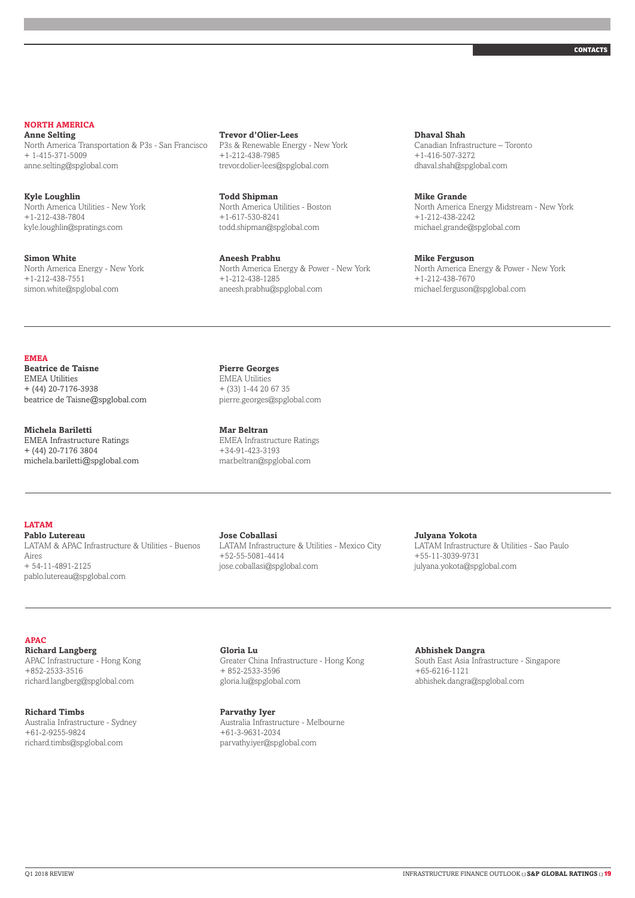## NORTH AMERICA

**Anne Selting**
North America Transportation & P3s - San Francisco
+ 1-415-371-5009
anne.selting@spglobal.com

**Trevor d'Olier-Lees**
P3s & Renewable Energy - New York
+1-212-438-7985
trevor.dolier-lees@spglobal.com

**Dhaval Shah**
Canadian Infrastructure – Toronto
+1-416-507-3272
dhaval.shah@spglobal.com

**Kyle Loughlin**
North America Utilities - New York
+1-212-438-7804
kyle.loughlin@spratings.com

**Todd Shipman**
North America Utilities - Boston
+1-617-530-8241
todd.shipman@spglobal.com

**Mike Grande**
North America Energy Midstream - New York
+1-212-438-2242
michael.grande@spglobal.com

**Simon White**
North America Energy - New York
+1-212-438-7551
simon.white@spglobal.com

**Aneesh Prabhu**
North America Energy & Power - New York
+1-212-438-1285
aneesh.prabhu@spglobal.com

**Mike Ferguson**
North America Energy & Power - New York
+1-212-438-7670
michael.ferguson@spglobal.com

## EMEA

**Beatrice de Taisne**
EMEA Utilities
+ (44) 20-7176-3938
beatrice de Taisne@spglobal.com

**Pierre Georges**
EMEA Utilities
+ (33) 1-44 20 67 35
pierre.georges@spglobal.com

**Michela Bariletti**
EMEA Infrastructure Ratings
+ (44) 20-7176 3804
michela.bariletti@spglobal.com

**Mar Beltran**
EMEA Infrastructure Ratings
+34-91-423-3193
mar.beltran@spglobal.com

## LATAM

**Pablo Lutereau**
LATAM & APAC Infrastructure & Utilities - Buenos Aires
+ 54-11-4891-2125
pablo.lutereau@spglobal.com

**Jose Coballasi**
LATAM Infrastructure & Utilities - Mexico City
+52-55-5081-4414
jose.coballasi@spglobal.com

**Julyana Yokota**
LATAM Infrastructure & Utilities - Sao Paulo
+55-11-3039-9731
julyana.yokota@spglobal.com

## APAC

**Richard Langberg**
APAC Infrastructure - Hong Kong
+852-2533-3516
richard.langberg@spglobal.com

**Gloria Lu**
Greater China Infrastructure - Hong Kong
+ 852-2533-3596
gloria.lu@spglobal.com

**Abhishek Dangra**
South East Asia Infrastructure - Singapore
+65-6216-1121
abhishek.dangra@spglobal.com

**Richard Timbs**
Australia Infrastructure - Sydney
+61-2-9255-9824
richard.timbs@spglobal.com

**Parvathy Iyer**
Australia Infrastructure - Melbourne
+61-3-9631-2034
parvathy.iyer@spglobal.com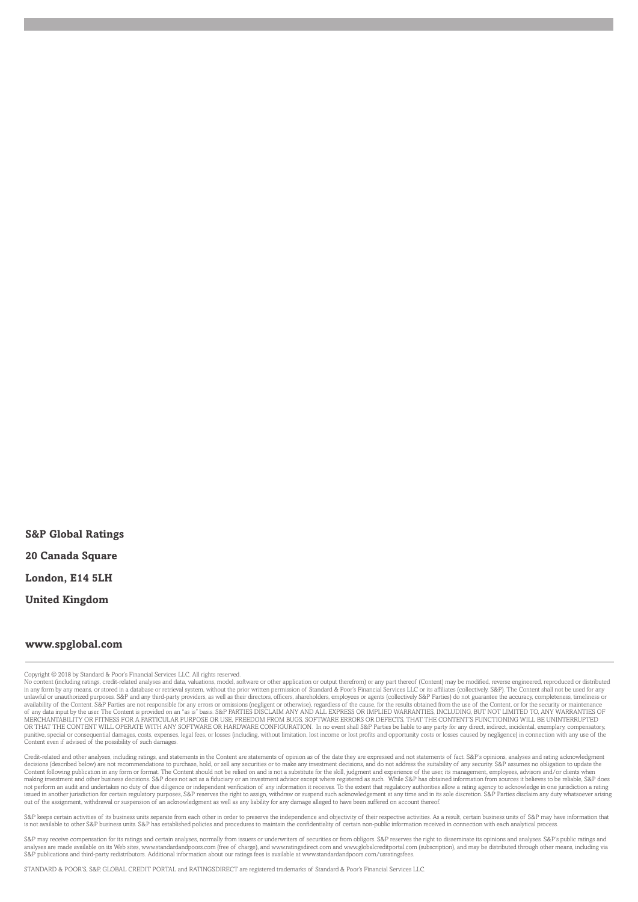**S&P Global Ratings**

**20 Canada Square**

**London, E14 5LH**

**United Kingdom**

**www.spglobal.com**

---

Copyright © 2018 by Standard & Poor's Financial Services LLC. All rights reserved.
No content (including ratings, credit-related analyses and data, valuations, model, software or other application or output therefrom) or any part thereof (Content) may be modified, reverse engineered, reproduced or distributed in any form by any means, or stored in a database or retrieval system, without the prior written permission of Standard & Poor's Financial Services LLC or its affiliates (collectively, S&P). The Content shall not be used for any unlawful or unauthorized purposes. S&P and any third-party providers, as well as their directors, officers, shareholders, employees or agents (collectively S&P Parties) do not guarantee the accuracy, completeness, timeliness or availability of the Content. S&P Parties are not responsible for any errors or omissions (negligent or otherwise), regardless of the cause, for the results obtained from the use of the Content, or for the security or maintenance of any data input by the user. The Content is provided on an "as is" basis. S&P PARTIES DISCLAIM ANY AND ALL EXPRESS OR IMPLIED WARRANTIES, INCLUDING, BUT NOT LIMITED TO, ANY WARRANTIES OF MERCHANTABILITY OR FITNESS FOR A PARTICULAR PURPOSE OR USE, FREEDOM FROM BUGS, SOFTWARE ERRORS OR DEFECTS, THAT THE CONTENT'S FUNCTIONING WILL BE UNINTERRUPTED OR THAT THE CONTENT WILL OPERATE WITH ANY SOFTWARE OR HARDWARE CONFIGURATION. In no event shall S&P Parties be liable to any party for any direct, indirect, incidental, exemplary, compensatory, punitive, special or consequential damages, costs, expenses, legal fees, or losses (including, without limitation, lost income or lost profits and opportunity costs or losses caused by negligence) in connection with any use of the Content even if advised of the possibility of such damages.

Credit-related and other analyses, including ratings, and statements in the Content are statements of opinion as of the date they are expressed and not statements of fact. S&P's opinions, analyses and rating acknowledgment decisions (described below) are not recommendations to purchase, hold, or sell any securities or to make any investment decisions, and do not address the suitability of any security. S&P assumes no obligation to update the Content following publication in any form or format. The Content should not be relied on and is not a substitute for the skill, judgment and experience of the user, its management, employees, advisors and/or clients when making investment and other business decisions. S&P does not act as a fiduciary or an investment advisor except where registered as such. While S&P has obtained information from sources it believes to be reliable, S&P does not perform an audit and undertakes no duty of due diligence or independent verification of any information it receives. To the extent that regulatory authorities allow a rating agency to acknowledge in one jurisdiction a rating issued in another jurisdiction for certain regulatory purposes, S&P reserves the right to assign, withdraw or suspend such acknowledgement at any time and in its sole discretion. S&P Parties disclaim any duty whatsoever arising out of the assignment, withdrawal or suspension of an acknowledgment as well as any liability for any damage alleged to have been suffered on account thereof.

S&P keeps certain activities of its business units separate from each other in order to preserve the independence and objectivity of their respective activities. As a result, certain business units of S&P may have information that is not available to other S&P business units. S&P has established policies and procedures to maintain the confidentiality of certain non-public information received in connection with each analytical process.

S&P may receive compensation for its ratings and certain analyses, normally from issuers or underwriters of securities or from obligors. S&P reserves the right to disseminate its opinions and analyses. S&P's public ratings and analyses are made available on its Web sites, www.standardandpoors.com (free of charge), and www.ratingsdirect.com and www.globalcreditportal.com (subscription), and may be distributed through other means, including via S&P publications and third-party redistributors. Additional information about our ratings fees is available at www.standardandpoors.com/usratingsfees.

STANDARD & POOR'S, S&P, GLOBAL CREDIT PORTAL and RATINGSDIRECT are registered trademarks of Standard & Poor's Financial Services LLC.